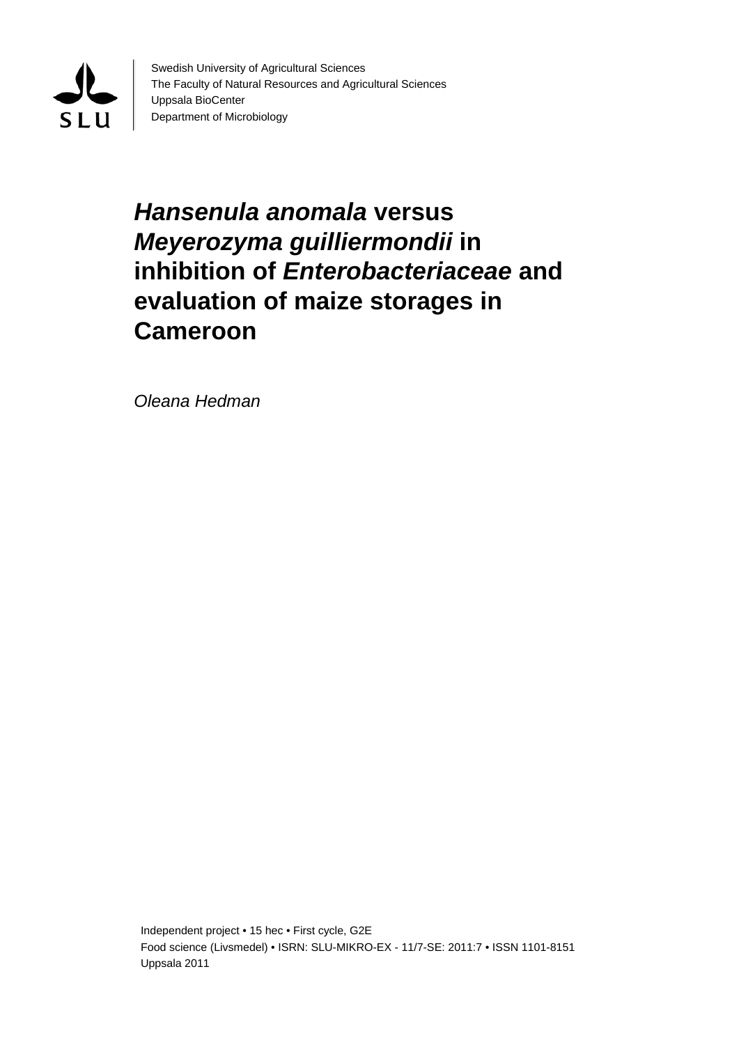Swedish University of Agricultural Sciences
The Faculty of Natural Resources and Agricultural Sciences
Uppsala BioCenter
Department of Microbiology

# ***Hansenula anomala*** **versus** ***Meyerozyma guilliermondii*** **in inhibition of** ***Enterobacteriaceae*** **and evaluation of maize storages in Cameroon**

*Oleana Hedman*

Independent project • 15 hec • First cycle, G2E
Food science (Livsmedel) • ISRN: SLU-MIKRO-EX - 11/7-SE: 2011:7 • ISSN 1101-8151
Uppsala 2011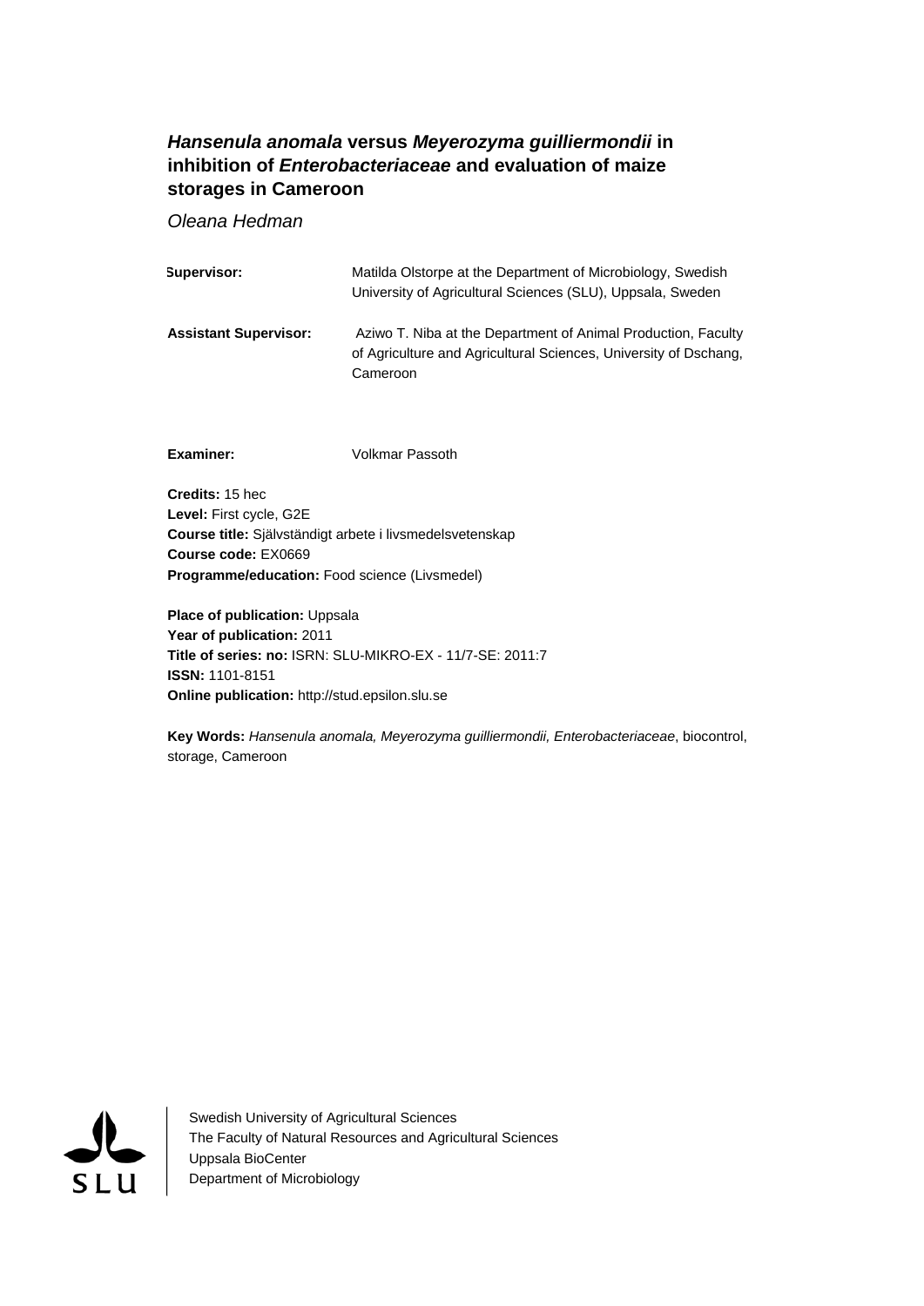# *Hansenula anomala* versus *Meyerozyma guilliermondii* in inhibition of *Enterobacteriaceae* and evaluation of maize storages in Cameroon

*Oleana Hedman*

**Supervisor:** Matilda Olstorpe at the Department of Microbiology, Swedish University of Agricultural Sciences (SLU), Uppsala, Sweden

**Assistant Supervisor:** Aziwo T. Niba at the Department of Animal Production, Faculty of Agriculture and Agricultural Sciences, University of Dschang, Cameroon

**Examiner:** Volkmar Passoth

**Credits:** 15 hec
**Level:** First cycle, G2E
**Course title:** Självständigt arbete i livsmedelsvetenskap
**Course code:** EX0669
**Programme/education:** Food science (Livsmedel)

**Place of publication:** Uppsala
**Year of publication:** 2011
**Title of series: no:** ISRN: SLU-MIKRO-EX - 11/7-SE: 2011:7
**ISSN:** 1101-8151
**Online publication:** http://stud.epsilon.slu.se

**Key Words:** *Hansenula anomala, Meyerozyma guilliermondii, Enterobacteriaceae*, biocontrol, storage, Cameroon

Swedish University of Agricultural Sciences
The Faculty of Natural Resources and Agricultural Sciences
Uppsala BioCenter
Department of Microbiology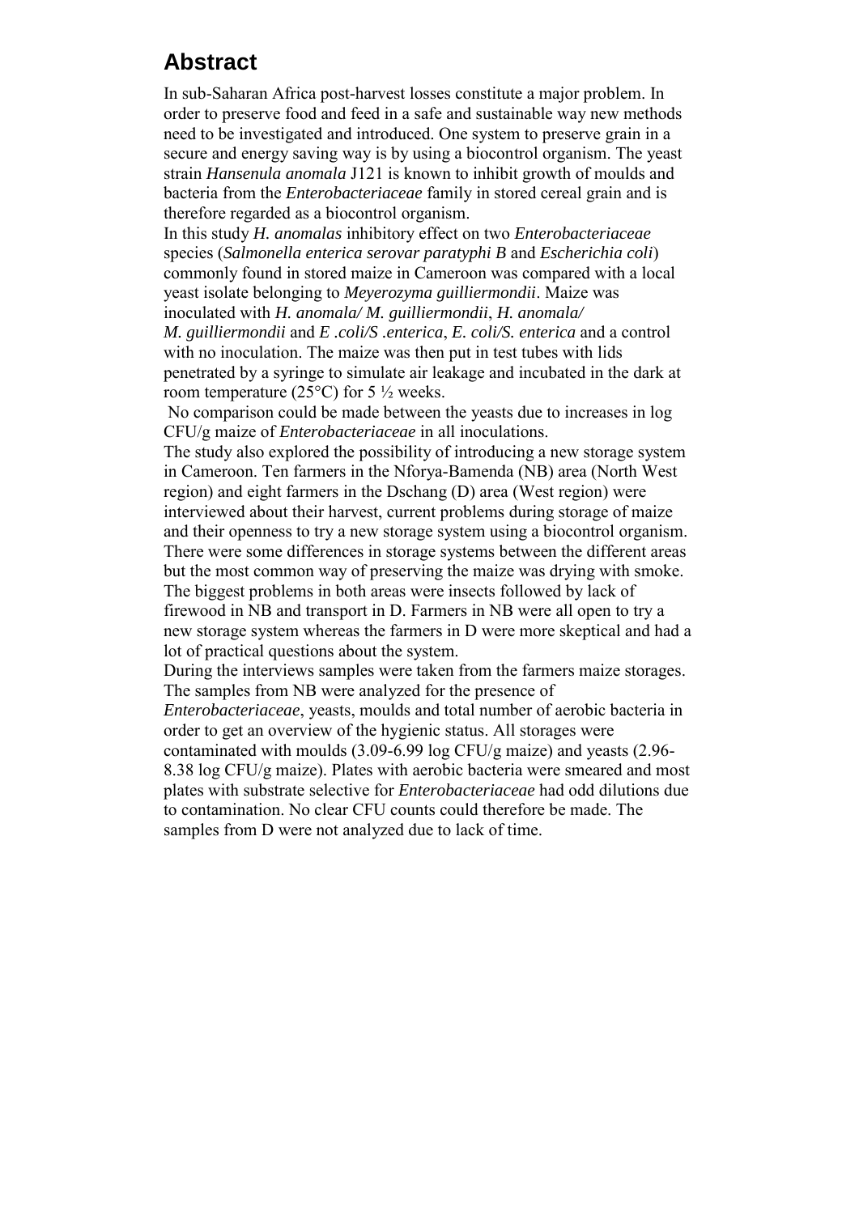## Abstract

In sub-Saharan Africa post-harvest losses constitute a major problem. In order to preserve food and feed in a safe and sustainable way new methods need to be investigated and introduced. One system to preserve grain in a secure and energy saving way is by using a biocontrol organism. The yeast strain *Hansenula anomala* J121 is known to inhibit growth of moulds and bacteria from the *Enterobacteriaceae* family in stored cereal grain and is therefore regarded as a biocontrol organism.

In this study *H. anomalas* inhibitory effect on two *Enterobacteriaceae* species (*Salmonella enterica serovar paratyphi B* and *Escherichia coli*) commonly found in stored maize in Cameroon was compared with a local yeast isolate belonging to *Meyerozyma guilliermondii*. Maize was inoculated with *H. anomala/ M. guilliermondii*, *H. anomala/ M. guilliermondii* and *E .coli/S .enterica*, *E. coli/S. enterica* and a control with no inoculation. The maize was then put in test tubes with lids penetrated by a syringe to simulate air leakage and incubated in the dark at room temperature (25°C) for 5 ½ weeks.

No comparison could be made between the yeasts due to increases in log CFU/g maize of *Enterobacteriaceae* in all inoculations.

The study also explored the possibility of introducing a new storage system in Cameroon. Ten farmers in the Nforya-Bamenda (NB) area (North West region) and eight farmers in the Dschang (D) area (West region) were interviewed about their harvest, current problems during storage of maize and their openness to try a new storage system using a biocontrol organism. There were some differences in storage systems between the different areas but the most common way of preserving the maize was drying with smoke. The biggest problems in both areas were insects followed by lack of firewood in NB and transport in D. Farmers in NB were all open to try a new storage system whereas the farmers in D were more skeptical and had a lot of practical questions about the system.

During the interviews samples were taken from the farmers maize storages. The samples from NB were analyzed for the presence of *Enterobacteriaceae*, yeasts, moulds and total number of aerobic bacteria in order to get an overview of the hygienic status. All storages were contaminated with moulds (3.09-6.99 log CFU/g maize) and yeasts (2.96-8.38 log CFU/g maize). Plates with aerobic bacteria were smeared and most plates with substrate selective for *Enterobacteriaceae* had odd dilutions due to contamination. No clear CFU counts could therefore be made. The samples from D were not analyzed due to lack of time.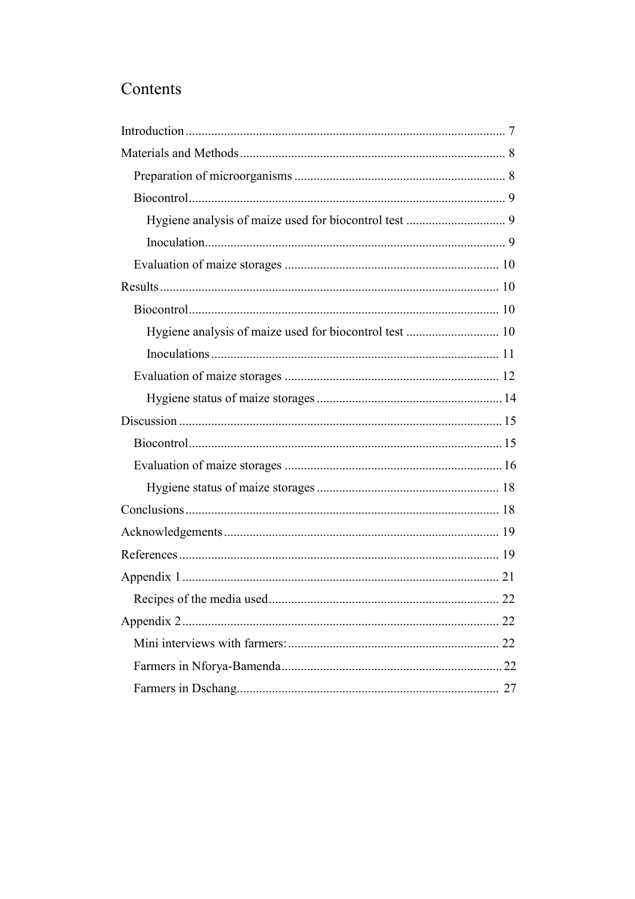# Contents

Introduction .................................................................................................. 7

Materials and Methods ................................................................................. 8

- Preparation of microorganisms ................................................................ 8
- Biocontrol ................................................................................................. 9
  - Hygiene analysis of maize used for biocontrol test .............................. 9
  - Inoculation ............................................................................................ 9
- Evaluation of maize storages .................................................................. 10

Results ........................................................................................................ 10

- Biocontrol ............................................................................................... 10
  - Hygiene analysis of maize used for biocontrol test ............................ 10
  - Inoculations ........................................................................................ 11
- Evaluation of maize storages .................................................................. 12
  - Hygiene status of maize storages ......................................................... 14

Discussion ................................................................................................... 15

- Biocontrol ............................................................................................... 15
- Evaluation of maize storages ................................................................... 16
  - Hygiene status of maize storages ........................................................ 18

Conclusions ................................................................................................ 18

Acknowledgements .................................................................................... 19

References .................................................................................................. 19

Appendix 1 ................................................................................................. 21

- Recipes of the media used ....................................................................... 22

Appendix 2 ................................................................................................. 22

- Mini interviews with farmers: ................................................................. 22
- Farmers in Nforya-Bamenda .................................................................... 22
- Farmers in Dschang ................................................................................. 27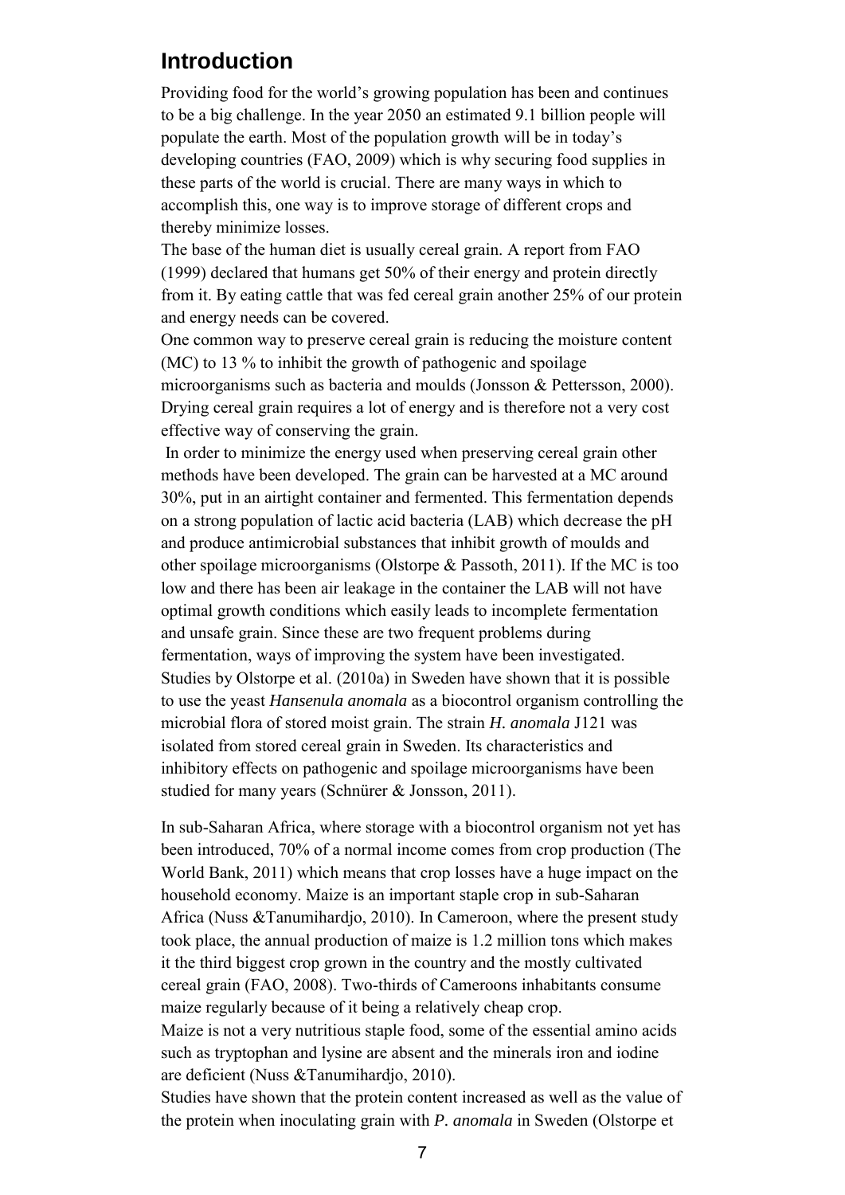# Introduction

Providing food for the world's growing population has been and continues to be a big challenge. In the year 2050 an estimated 9.1 billion people will populate the earth. Most of the population growth will be in today's developing countries (FAO, 2009) which is why securing food supplies in these parts of the world is crucial. There are many ways in which to accomplish this, one way is to improve storage of different crops and thereby minimize losses.

The base of the human diet is usually cereal grain. A report from FAO (1999) declared that humans get 50% of their energy and protein directly from it. By eating cattle that was fed cereal grain another 25% of our protein and energy needs can be covered.

One common way to preserve cereal grain is reducing the moisture content (MC) to 13 % to inhibit the growth of pathogenic and spoilage microorganisms such as bacteria and moulds (Jonsson & Pettersson, 2000). Drying cereal grain requires a lot of energy and is therefore not a very cost effective way of conserving the grain.

In order to minimize the energy used when preserving cereal grain other methods have been developed. The grain can be harvested at a MC around 30%, put in an airtight container and fermented. This fermentation depends on a strong population of lactic acid bacteria (LAB) which decrease the pH and produce antimicrobial substances that inhibit growth of moulds and other spoilage microorganisms (Olstorpe & Passoth, 2011). If the MC is too low and there has been air leakage in the container the LAB will not have optimal growth conditions which easily leads to incomplete fermentation and unsafe grain. Since these are two frequent problems during fermentation, ways of improving the system have been investigated. Studies by Olstorpe et al. (2010a) in Sweden have shown that it is possible to use the yeast *Hansenula anomala* as a biocontrol organism controlling the microbial flora of stored moist grain. The strain *H. anomala* J121 was isolated from stored cereal grain in Sweden. Its characteristics and inhibitory effects on pathogenic and spoilage microorganisms have been studied for many years (Schnürer & Jonsson, 2011).

In sub-Saharan Africa, where storage with a biocontrol organism not yet has been introduced, 70% of a normal income comes from crop production (The World Bank, 2011) which means that crop losses have a huge impact on the household economy. Maize is an important staple crop in sub-Saharan Africa (Nuss &Tanumihardjo, 2010). In Cameroon, where the present study took place, the annual production of maize is 1.2 million tons which makes it the third biggest crop grown in the country and the mostly cultivated cereal grain (FAO, 2008). Two-thirds of Cameroons inhabitants consume maize regularly because of it being a relatively cheap crop.

Maize is not a very nutritious staple food, some of the essential amino acids such as tryptophan and lysine are absent and the minerals iron and iodine are deficient (Nuss &Tanumihardjo, 2010).

Studies have shown that the protein content increased as well as the value of the protein when inoculating grain with *P. anomala* in Sweden (Olstorpe et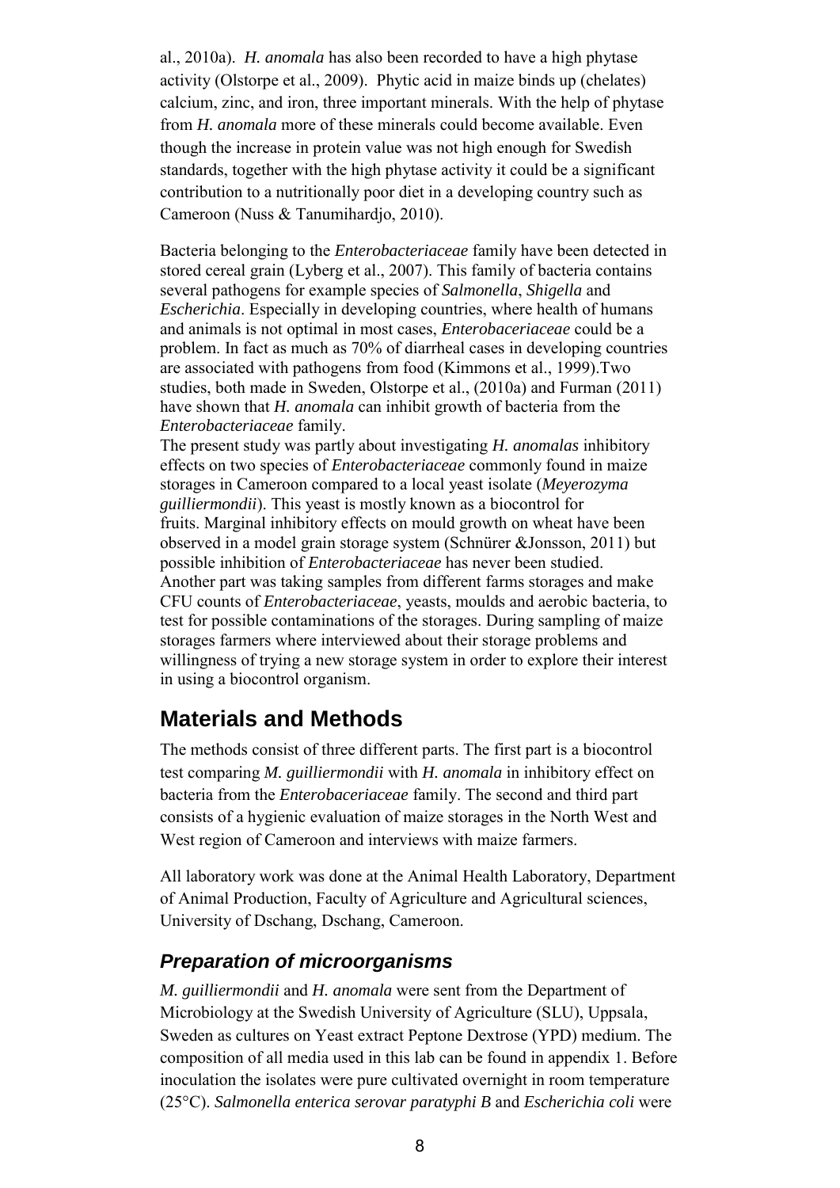al., 2010a). *H. anomala* has also been recorded to have a high phytase activity (Olstorpe et al., 2009). Phytic acid in maize binds up (chelates) calcium, zinc, and iron, three important minerals. With the help of phytase from *H. anomala* more of these minerals could become available. Even though the increase in protein value was not high enough for Swedish standards, together with the high phytase activity it could be a significant contribution to a nutritionally poor diet in a developing country such as Cameroon (Nuss & Tanumihardjo, 2010).

Bacteria belonging to the *Enterobacteriaceae* family have been detected in stored cereal grain (Lyberg et al., 2007). This family of bacteria contains several pathogens for example species of *Salmonella*, *Shigella* and *Escherichia*. Especially in developing countries, where health of humans and animals is not optimal in most cases, *Enterobaceriaceae* could be a problem. In fact as much as 70% of diarrheal cases in developing countries are associated with pathogens from food (Kimmons et al., 1999).Two studies, both made in Sweden, Olstorpe et al., (2010a) and Furman (2011) have shown that *H. anomala* can inhibit growth of bacteria from the *Enterobacteriaceae* family.

The present study was partly about investigating *H. anomalas* inhibitory effects on two species of *Enterobacteriaceae* commonly found in maize storages in Cameroon compared to a local yeast isolate (*Meyerozyma guilliermondii*). This yeast is mostly known as a biocontrol for fruits. Marginal inhibitory effects on mould growth on wheat have been observed in a model grain storage system (Schnürer &Jonsson, 2011) but possible inhibition of *Enterobacteriaceae* has never been studied. Another part was taking samples from different farms storages and make CFU counts of *Enterobacteriaceae*, yeasts, moulds and aerobic bacteria, to test for possible contaminations of the storages. During sampling of maize storages farmers where interviewed about their storage problems and willingness of trying a new storage system in order to explore their interest in using a biocontrol organism.

# Materials and Methods

The methods consist of three different parts. The first part is a biocontrol test comparing *M. guilliermondii* with *H. anomala* in inhibitory effect on bacteria from the *Enterobaceriaceae* family. The second and third part consists of a hygienic evaluation of maize storages in the North West and West region of Cameroon and interviews with maize farmers.

All laboratory work was done at the Animal Health Laboratory, Department of Animal Production, Faculty of Agriculture and Agricultural sciences, University of Dschang, Dschang, Cameroon.

## *Preparation of microorganisms*

*M. guilliermondii* and *H. anomala* were sent from the Department of Microbiology at the Swedish University of Agriculture (SLU), Uppsala, Sweden as cultures on Yeast extract Peptone Dextrose (YPD) medium. The composition of all media used in this lab can be found in appendix 1. Before inoculation the isolates were pure cultivated overnight in room temperature (25°C). *Salmonella enterica serovar paratyphi B* and *Escherichia coli* were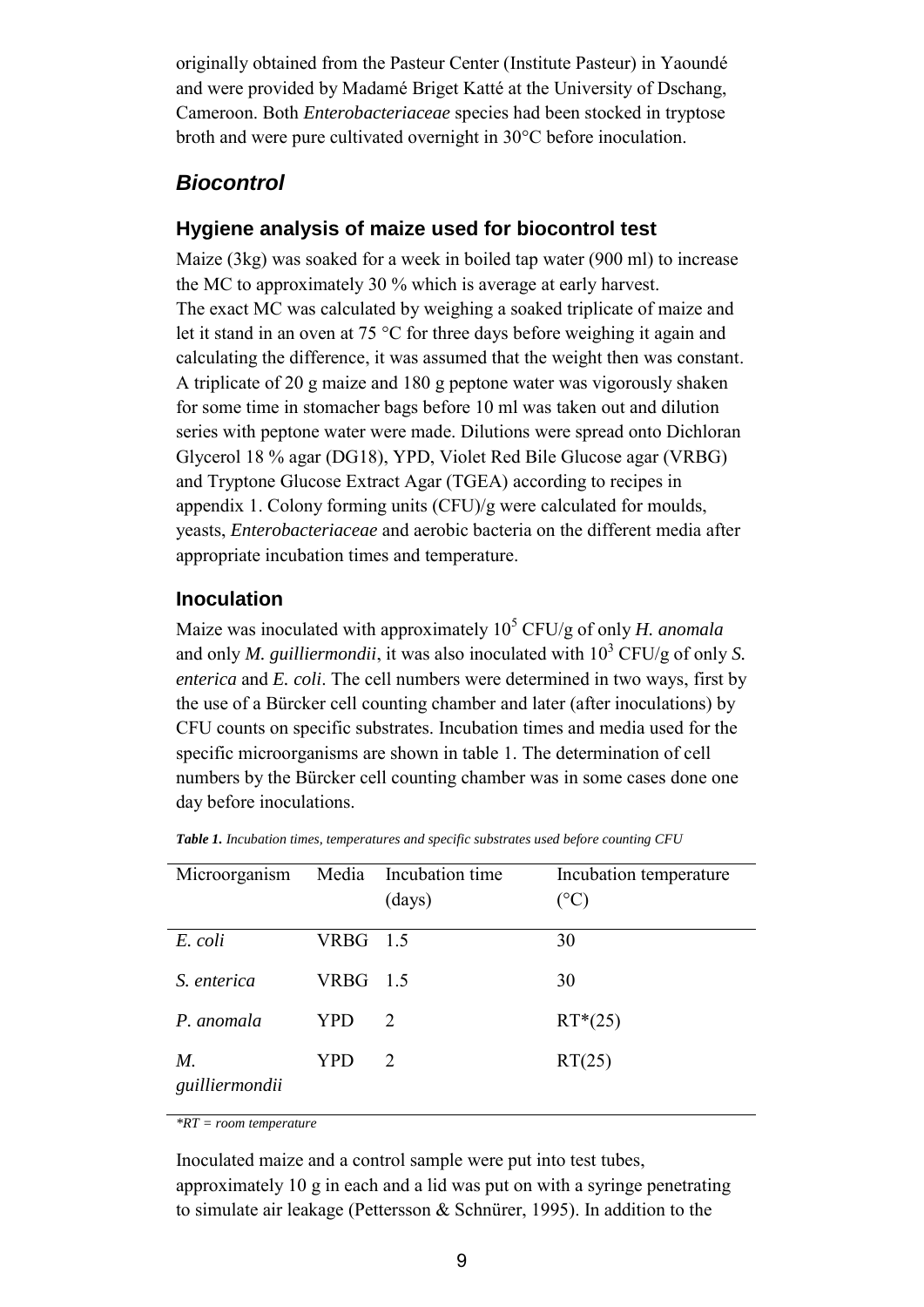originally obtained from the Pasteur Center (Institute Pasteur) in Yaoundé and were provided by Madamé Briget Katté at the University of Dschang, Cameroon. Both *Enterobacteriaceae* species had been stocked in tryptose broth and were pure cultivated overnight in 30°C before inoculation.

## *Biocontrol*

### Hygiene analysis of maize used for biocontrol test

Maize (3kg) was soaked for a week in boiled tap water (900 ml) to increase the MC to approximately 30 % which is average at early harvest.
The exact MC was calculated by weighing a soaked triplicate of maize and let it stand in an oven at 75 °C for three days before weighing it again and calculating the difference, it was assumed that the weight then was constant. A triplicate of 20 g maize and 180 g peptone water was vigorously shaken for some time in stomacher bags before 10 ml was taken out and dilution series with peptone water were made. Dilutions were spread onto Dichloran Glycerol 18 % agar (DG18), YPD, Violet Red Bile Glucose agar (VRBG) and Tryptone Glucose Extract Agar (TGEA) according to recipes in appendix 1. Colony forming units (CFU)/g were calculated for moulds, yeasts, *Enterobacteriaceae* and aerobic bacteria on the different media after appropriate incubation times and temperature.

### Inoculation

Maize was inoculated with approximately $10^5$ CFU/g of only *H. anomala* and only *M. guilliermondii*, it was also inoculated with $10^3$ CFU/g of only *S. enterica* and *E. coli*. The cell numbers were determined in two ways, first by the use of a Bürcker cell counting chamber and later (after inoculations) by CFU counts on specific substrates. Incubation times and media used for the specific microorganisms are shown in table 1. The determination of cell numbers by the Bürcker cell counting chamber was in some cases done one day before inoculations.

***Table 1.*** *Incubation times, temperatures and specific substrates used before counting CFU*

| Microorganism | Media | Incubation time (days) | Incubation temperature (°C) |
|---|---|---|---|
| *E. coli* | VRBG | 1.5 | 30 |
| *S. enterica* | VRBG | 1.5 | 30 |
| *P. anomala* | YPD | 2 | RT*(25) |
| *M. guilliermondii* | YPD | 2 | RT(25) |

*\*RT = room temperature*

Inoculated maize and a control sample were put into test tubes, approximately 10 g in each and a lid was put on with a syringe penetrating to simulate air leakage (Pettersson & Schnürer, 1995). In addition to the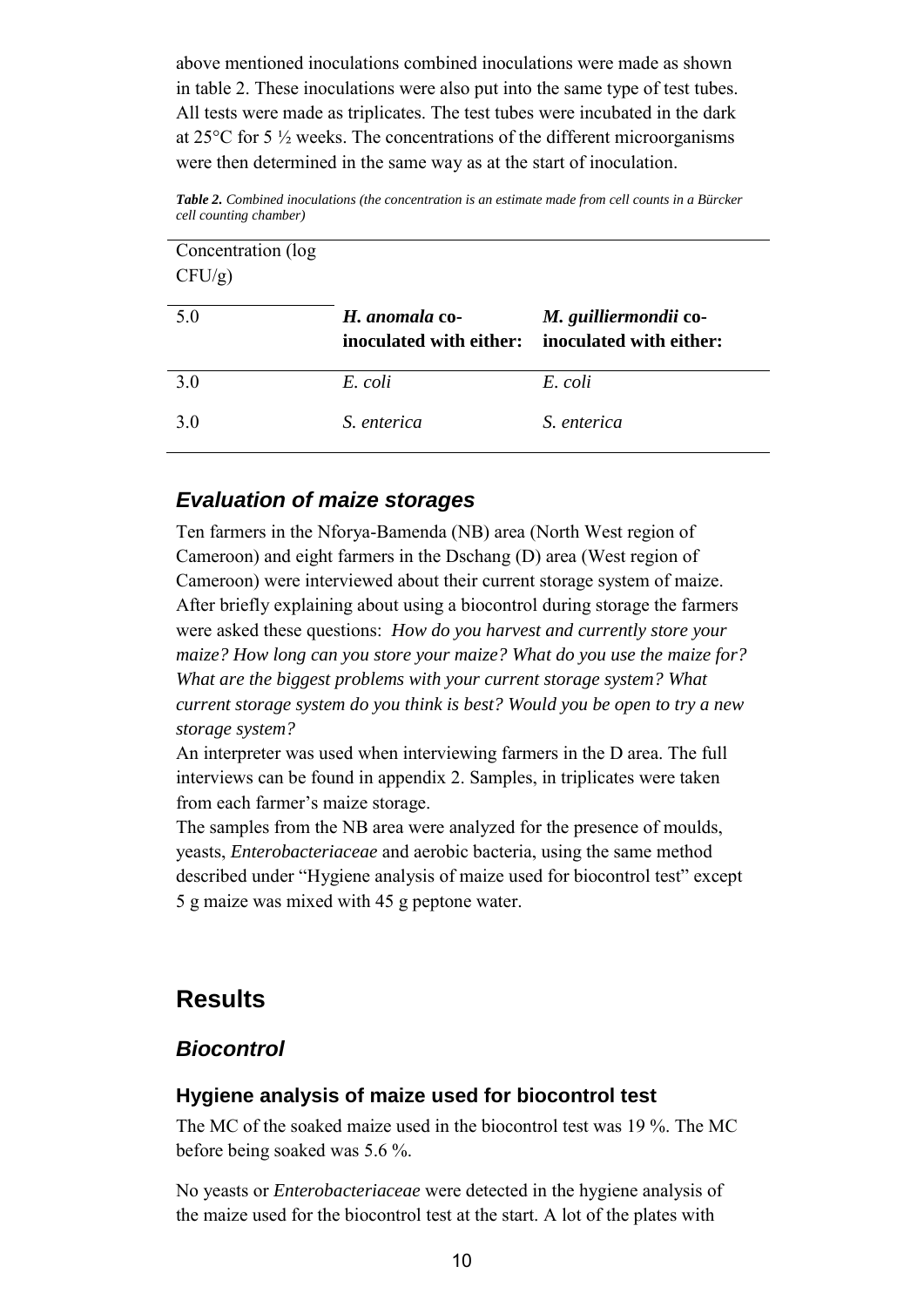above mentioned inoculations combined inoculations were made as shown in table 2. These inoculations were also put into the same type of test tubes. All tests were made as triplicates. The test tubes were incubated in the dark at 25°C for 5 ½ weeks. The concentrations of the different microorganisms were then determined in the same way as at the start of inoculation.

***Table 2.*** *Combined inoculations (the concentration is an estimate made from cell counts in a Bürcker cell counting chamber)*

| Concentration (log CFU/g) | | |
|---|---|---|
| 5.0 | ***H. anomala* co-inoculated with either:** | ***M. guilliermondii* co-inoculated with either:** |
| 3.0 | *E. coli* | *E. coli* |
| 3.0 | *S. enterica* | *S. enterica* |

## *Evaluation of maize storages*

Ten farmers in the Nforya-Bamenda (NB) area (North West region of Cameroon) and eight farmers in the Dschang (D) area (West region of Cameroon) were interviewed about their current storage system of maize. After briefly explaining about using a biocontrol during storage the farmers were asked these questions: *How do you harvest and currently store your maize? How long can you store your maize? What do you use the maize for? What are the biggest problems with your current storage system? What current storage system do you think is best? Would you be open to try a new storage system?*

An interpreter was used when interviewing farmers in the D area. The full interviews can be found in appendix 2. Samples, in triplicates were taken from each farmer's maize storage.

The samples from the NB area were analyzed for the presence of moulds, yeasts, *Enterobacteriaceae* and aerobic bacteria, using the same method described under "Hygiene analysis of maize used for biocontrol test" except 5 g maize was mixed with 45 g peptone water.

# Results

## *Biocontrol*

### Hygiene analysis of maize used for biocontrol test

The MC of the soaked maize used in the biocontrol test was 19 %. The MC before being soaked was 5.6 %.

No yeasts or *Enterobacteriaceae* were detected in the hygiene analysis of the maize used for the biocontrol test at the start. A lot of the plates with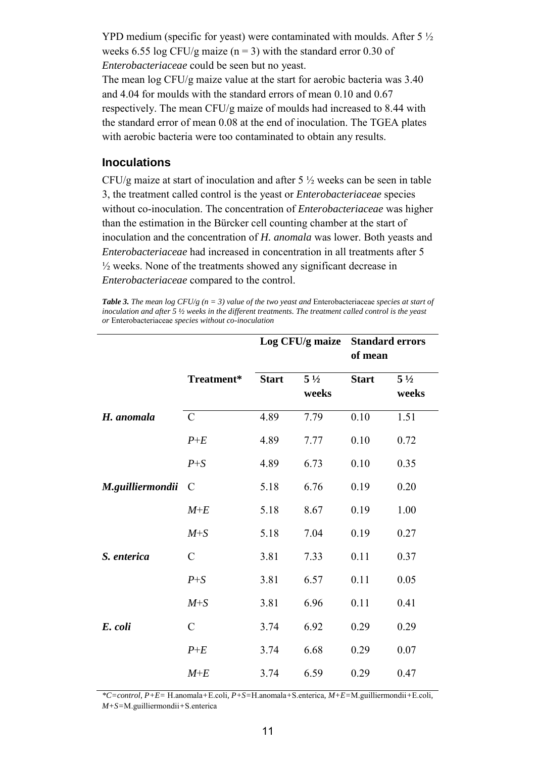YPD medium (specific for yeast) were contaminated with moulds. After 5 ½ weeks 6.55 log CFU/g maize (n = 3) with the standard error 0.30 of *Enterobacteriaceae* could be seen but no yeast.

The mean log CFU/g maize value at the start for aerobic bacteria was 3.40 and 4.04 for moulds with the standard errors of mean 0.10 and 0.67 respectively. The mean CFU/g maize of moulds had increased to 8.44 with the standard error of mean 0.08 at the end of inoculation. The TGEA plates with aerobic bacteria were too contaminated to obtain any results.

### Inoculations

CFU/g maize at start of inoculation and after 5 ½ weeks can be seen in table 3, the treatment called control is the yeast or *Enterobacteriaceae* species without co-inoculation. The concentration of *Enterobacteriaceae* was higher than the estimation in the Bürcker cell counting chamber at the start of inoculation and the concentration of *H. anomala* was lower. Both yeasts and *Enterobacteriaceae* had increased in concentration in all treatments after 5 ½ weeks. None of the treatments showed any significant decrease in *Enterobacteriaceae* compared to the control.

***Table 3.*** *The mean log CFU/g (n = 3) value of the two yeast and* Enterobacteriaceae *species at start of inoculation and after 5 ½ weeks in the different treatments. The treatment called control is the yeast or* Enterobacteriaceae *species without co-inoculation*

| | | Log CFU/g maize | | Standard errors of mean | |
|---|---|---|---|---|---|
| | **Treatment*** | **Start** | **5 ½ weeks** | **Start** | **5 ½ weeks** |
| ***H. anomala*** | C | 4.89 | 7.79 | 0.10 | 1.51 |
| | *P+E* | 4.89 | 7.77 | 0.10 | 0.72 |
| | *P+S* | 4.89 | 6.73 | 0.10 | 0.35 |
| ***M.guilliermondii*** | C | 5.18 | 6.76 | 0.19 | 0.20 |
| | *M+E* | 5.18 | 8.67 | 0.19 | 1.00 |
| | *M+S* | 5.18 | 7.04 | 0.19 | 0.27 |
| ***S. enterica*** | C | 3.81 | 7.33 | 0.11 | 0.37 |
| | *P+S* | 3.81 | 6.57 | 0.11 | 0.05 |
| | *M+S* | 3.81 | 6.96 | 0.11 | 0.41 |
| ***E. coli*** | C | 3.74 | 6.92 | 0.29 | 0.29 |
| | *P+E* | 3.74 | 6.68 | 0.29 | 0.07 |
| | *M+E* | 3.74 | 6.59 | 0.29 | 0.47 |

*\*C=control, P+E=* H.anomala+E.coli, *P+S*=H.anomala+S.enterica, *M+E*=M.guilliermondii+E.coli, *M+S*=M.guilliermondii+S.enterica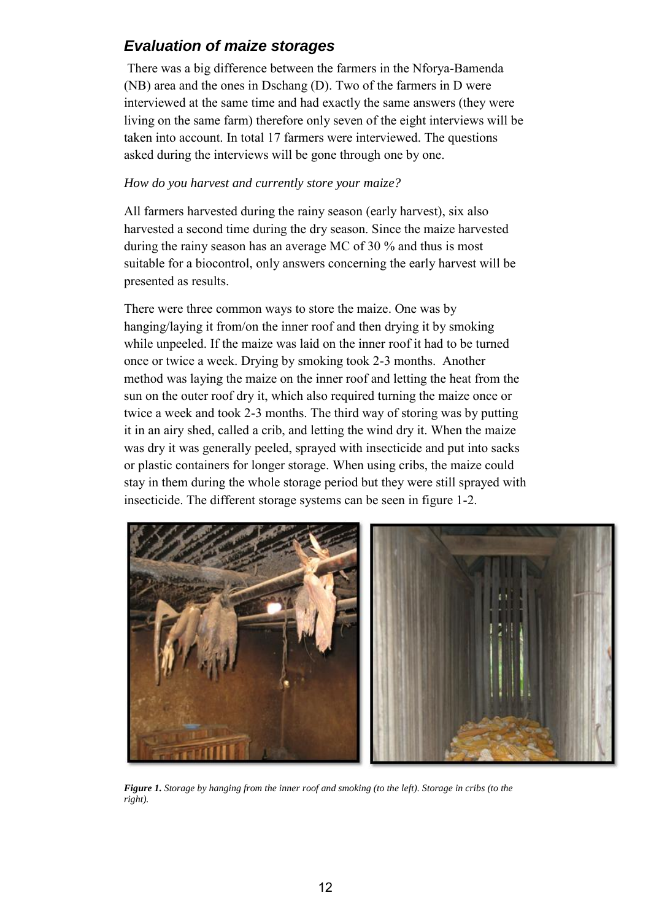## *Evaluation of maize storages*

There was a big difference between the farmers in the Nforya-Bamenda (NB) area and the ones in Dschang (D). Two of the farmers in D were interviewed at the same time and had exactly the same answers (they were living on the same farm) therefore only seven of the eight interviews will be taken into account. In total 17 farmers were interviewed. The questions asked during the interviews will be gone through one by one.

*How do you harvest and currently store your maize?*

All farmers harvested during the rainy season (early harvest), six also harvested a second time during the dry season. Since the maize harvested during the rainy season has an average MC of 30 % and thus is most suitable for a biocontrol, only answers concerning the early harvest will be presented as results.

There were three common ways to store the maize. One was by hanging/laying it from/on the inner roof and then drying it by smoking while unpeeled. If the maize was laid on the inner roof it had to be turned once or twice a week. Drying by smoking took 2-3 months. Another method was laying the maize on the inner roof and letting the heat from the sun on the outer roof dry it, which also required turning the maize once or twice a week and took 2-3 months. The third way of storing was by putting it in an airy shed, called a crib, and letting the wind dry it. When the maize was dry it was generally peeled, sprayed with insecticide and put into sacks or plastic containers for longer storage. When using cribs, the maize could stay in them during the whole storage period but they were still sprayed with insecticide. The different storage systems can be seen in figure 1-2.

***Figure 1.*** *Storage by hanging from the inner roof and smoking (to the left). Storage in cribs (to the right).*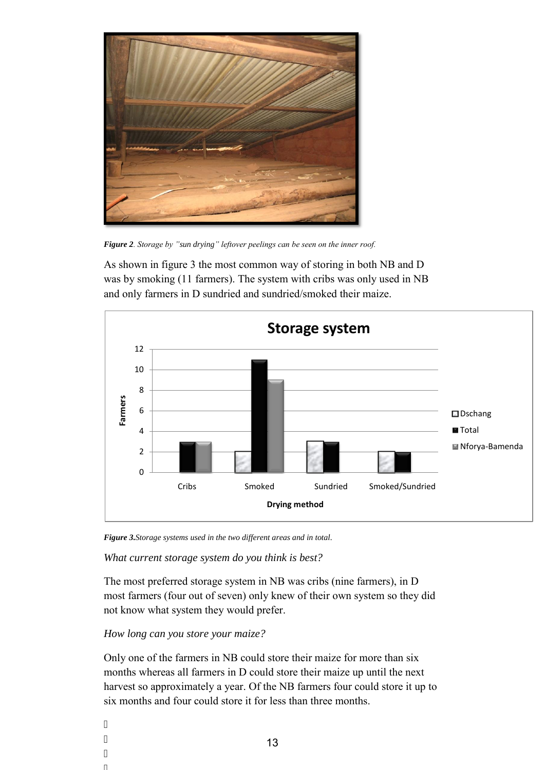*Figure 2. Storage by "sun drying" leftover peelings can be seen on the inner roof.*

As shown in figure 3 the most common way of storing in both NB and D was by smoking (11 farmers). The system with cribs was only used in NB and only farmers in D sundried and sundried/smoked their maize.

*Figure 3. Storage systems used in the two different areas and in total.*

*What current storage system do you think is best?*

The most preferred storage system in NB was cribs (nine farmers), in D most farmers (four out of seven) only knew of their own system so they did not know what system they would prefer.

*How long can you store your maize?*

Only one of the farmers in NB could store their maize for more than six months whereas all farmers in D could store their maize up until the next harvest so approximately a year. Of the NB farmers four could store it up to six months and four could store it for less than three months.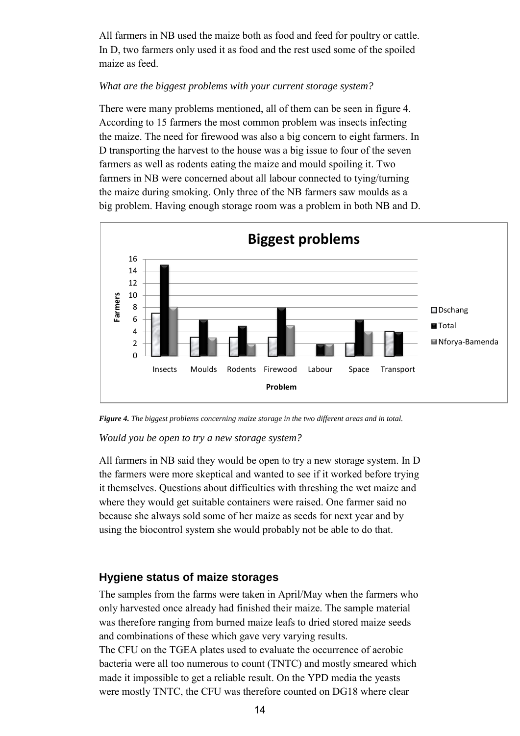All farmers in NB used the maize both as food and feed for poultry or cattle. In D, two farmers only used it as food and the rest used some of the spoiled maize as feed.

*What are the biggest problems with your current storage system?*

There were many problems mentioned, all of them can be seen in figure 4. According to 15 farmers the most common problem was insects infecting the maize. The need for firewood was also a big concern to eight farmers. In D transporting the harvest to the house was a big issue to four of the seven farmers as well as rodents eating the maize and mould spoiling it. Two farmers in NB were concerned about all labour connected to tying/turning the maize during smoking. Only three of the NB farmers saw moulds as a big problem. Having enough storage room was a problem in both NB and D.

***Figure 4.*** *The biggest problems concerning maize storage in the two different areas and in total.*

*Would you be open to try a new storage system?*

All farmers in NB said they would be open to try a new storage system. In D the farmers were more skeptical and wanted to see if it worked before trying it themselves. Questions about difficulties with threshing the wet maize and where they would get suitable containers were raised. One farmer said no because she always sold some of her maize as seeds for next year and by using the biocontrol system she would probably not be able to do that.

### Hygiene status of maize storages

The samples from the farms were taken in April/May when the farmers who only harvested once already had finished their maize. The sample material was therefore ranging from burned maize leafs to dried stored maize seeds and combinations of these which gave very varying results.

The CFU on the TGEA plates used to evaluate the occurrence of aerobic bacteria were all too numerous to count (TNTC) and mostly smeared which made it impossible to get a reliable result. On the YPD media the yeasts were mostly TNTC, the CFU was therefore counted on DG18 where clear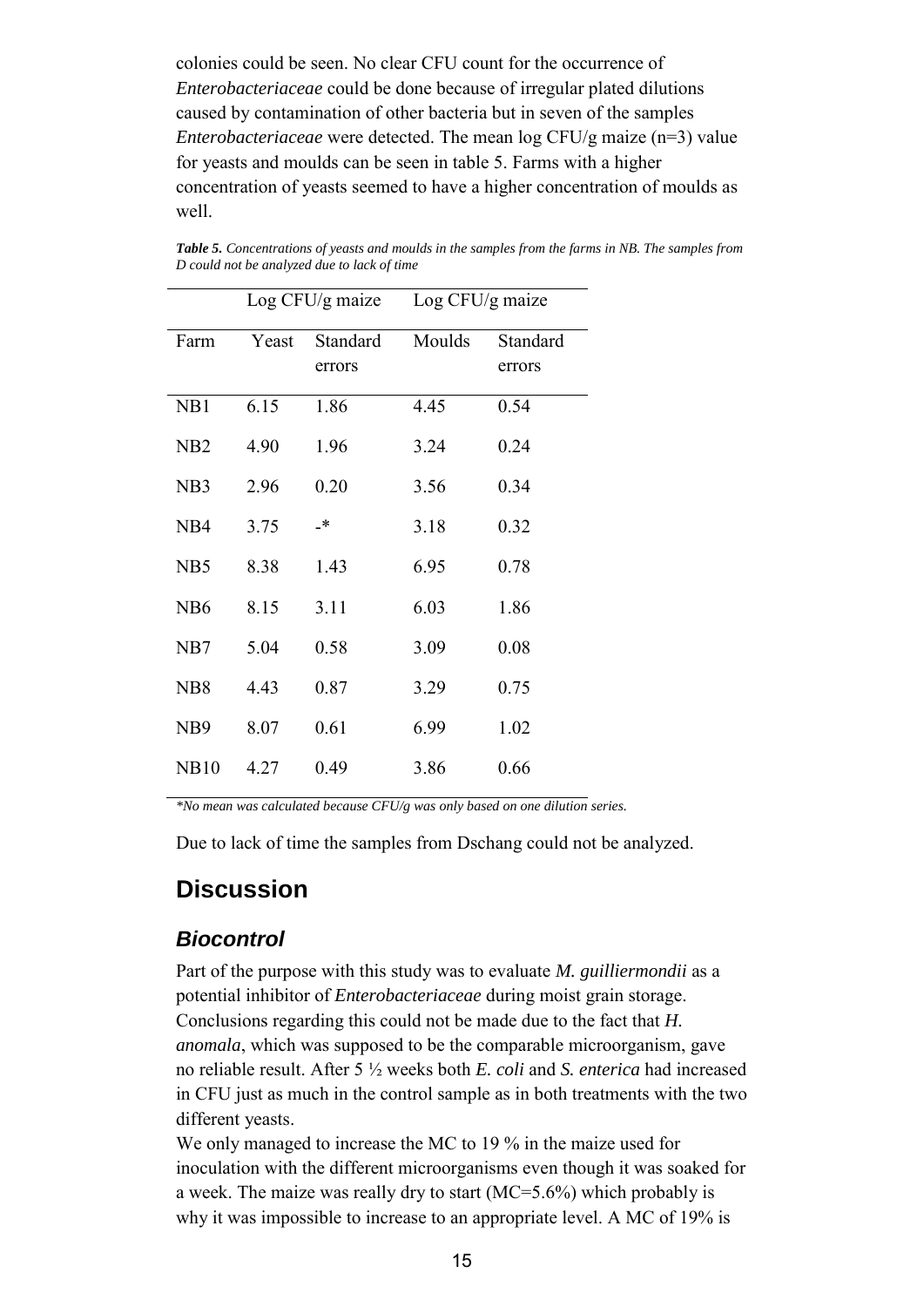colonies could be seen. No clear CFU count for the occurrence of *Enterobacteriaceae* could be done because of irregular plated dilutions caused by contamination of other bacteria but in seven of the samples *Enterobacteriaceae* were detected. The mean log CFU/g maize (n=3) value for yeasts and moulds can be seen in table 5. Farms with a higher concentration of yeasts seemed to have a higher concentration of moulds as well.

***Table 5.*** *Concentrations of yeasts and moulds in the samples from the farms in NB. The samples from D could not be analyzed due to lack of time*

| | Log CFU/g maize | | Log CFU/g maize | |
|---|---|---|---|---|
| Farm | Yeast | Standard errors | Moulds | Standard errors |
| NB1 | 6.15 | 1.86 | 4.45 | 0.54 |
| NB2 | 4.90 | 1.96 | 3.24 | 0.24 |
| NB3 | 2.96 | 0.20 | 3.56 | 0.34 |
| NB4 | 3.75 | -* | 3.18 | 0.32 |
| NB5 | 8.38 | 1.43 | 6.95 | 0.78 |
| NB6 | 8.15 | 3.11 | 6.03 | 1.86 |
| NB7 | 5.04 | 0.58 | 3.09 | 0.08 |
| NB8 | 4.43 | 0.87 | 3.29 | 0.75 |
| NB9 | 8.07 | 0.61 | 6.99 | 1.02 |
| NB10 | 4.27 | 0.49 | 3.86 | 0.66 |

*\*No mean was calculated because CFU/g was only based on one dilution series.*

Due to lack of time the samples from Dschang could not be analyzed.

# Discussion

## *Biocontrol*

Part of the purpose with this study was to evaluate *M. guilliermondii* as a potential inhibitor of *Enterobacteriaceae* during moist grain storage. Conclusions regarding this could not be made due to the fact that *H. anomala*, which was supposed to be the comparable microorganism, gave no reliable result. After 5 ½ weeks both *E. coli* and *S. enterica* had increased in CFU just as much in the control sample as in both treatments with the two different yeasts.

We only managed to increase the MC to 19 % in the maize used for inoculation with the different microorganisms even though it was soaked for a week. The maize was really dry to start (MC=5.6%) which probably is why it was impossible to increase to an appropriate level. A MC of 19% is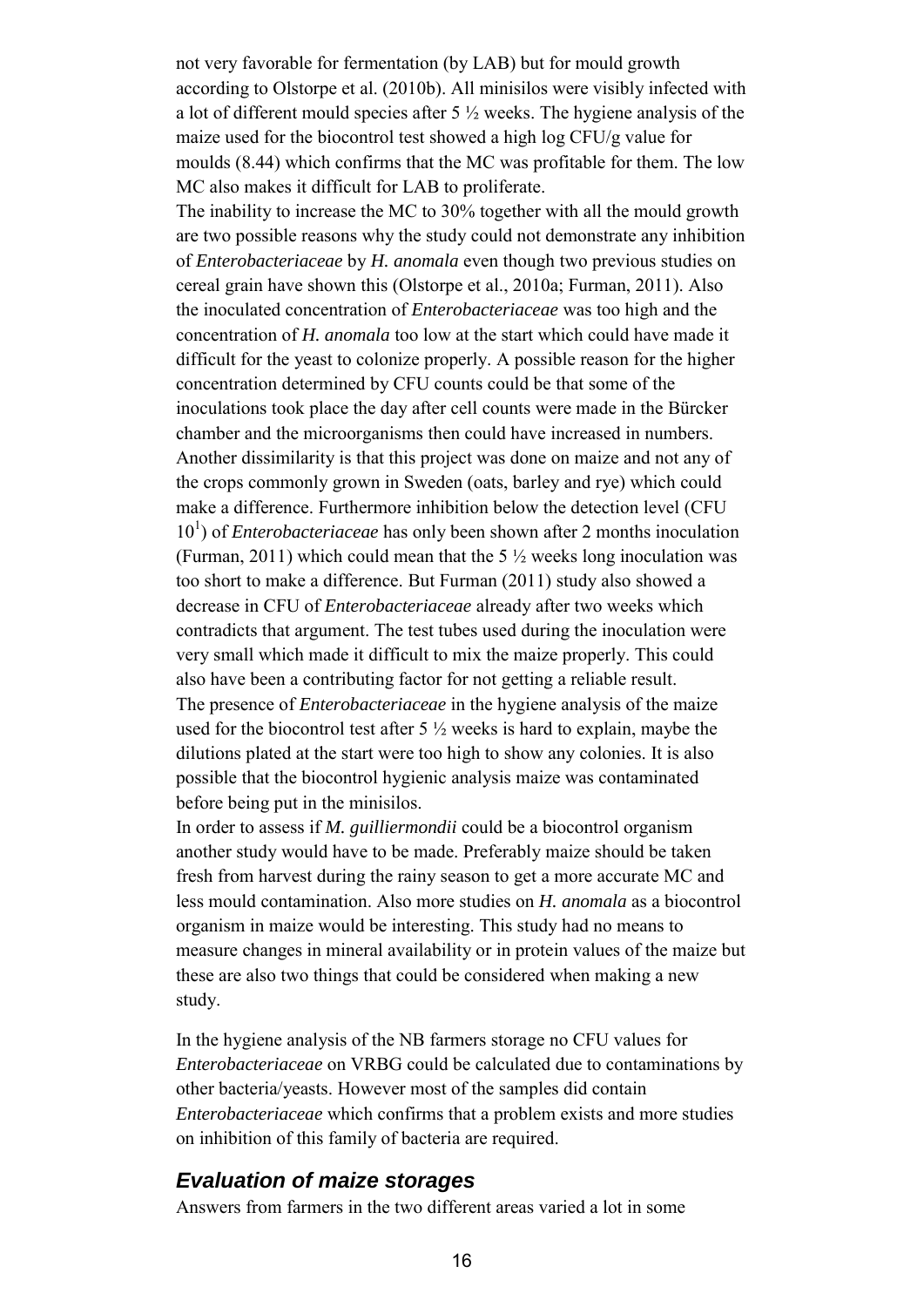not very favorable for fermentation (by LAB) but for mould growth according to Olstorpe et al. (2010b). All minisilos were visibly infected with a lot of different mould species after 5 ½ weeks. The hygiene analysis of the maize used for the biocontrol test showed a high log CFU/g value for moulds (8.44) which confirms that the MC was profitable for them. The low MC also makes it difficult for LAB to proliferate.

The inability to increase the MC to 30% together with all the mould growth are two possible reasons why the study could not demonstrate any inhibition of *Enterobacteriaceae* by *H. anomala* even though two previous studies on cereal grain have shown this (Olstorpe et al., 2010a; Furman, 2011). Also the inoculated concentration of *Enterobacteriaceae* was too high and the concentration of *H. anomala* too low at the start which could have made it difficult for the yeast to colonize properly. A possible reason for the higher concentration determined by CFU counts could be that some of the inoculations took place the day after cell counts were made in the Bürcker chamber and the microorganisms then could have increased in numbers. Another dissimilarity is that this project was done on maize and not any of the crops commonly grown in Sweden (oats, barley and rye) which could make a difference. Furthermore inhibition below the detection level (CFU $10^1$) of *Enterobacteriaceae* has only been shown after 2 months inoculation (Furman, 2011) which could mean that the 5 ½ weeks long inoculation was too short to make a difference. But Furman (2011) study also showed a decrease in CFU of *Enterobacteriaceae* already after two weeks which contradicts that argument. The test tubes used during the inoculation were very small which made it difficult to mix the maize properly. This could also have been a contributing factor for not getting a reliable result.

The presence of *Enterobacteriaceae* in the hygiene analysis of the maize used for the biocontrol test after 5 ½ weeks is hard to explain, maybe the dilutions plated at the start were too high to show any colonies. It is also possible that the biocontrol hygienic analysis maize was contaminated before being put in the minisilos.

In order to assess if *M. guilliermondii* could be a biocontrol organism another study would have to be made. Preferably maize should be taken fresh from harvest during the rainy season to get a more accurate MC and less mould contamination. Also more studies on *H. anomala* as a biocontrol organism in maize would be interesting. This study had no means to measure changes in mineral availability or in protein values of the maize but these are also two things that could be considered when making a new study.

In the hygiene analysis of the NB farmers storage no CFU values for *Enterobacteriaceae* on VRBG could be calculated due to contaminations by other bacteria/yeasts. However most of the samples did contain *Enterobacteriaceae* which confirms that a problem exists and more studies on inhibition of this family of bacteria are required.

## *Evaluation of maize storages*

Answers from farmers in the two different areas varied a lot in some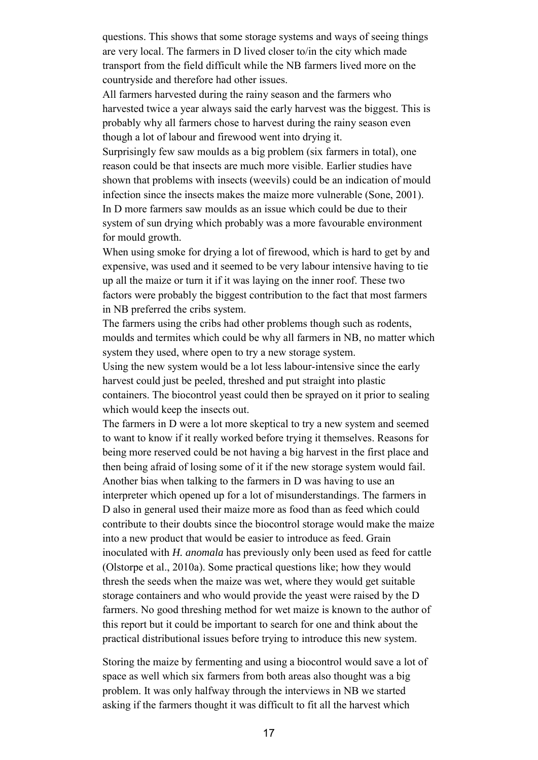questions. This shows that some storage systems and ways of seeing things are very local. The farmers in D lived closer to/in the city which made transport from the field difficult while the NB farmers lived more on the countryside and therefore had other issues.

All farmers harvested during the rainy season and the farmers who harvested twice a year always said the early harvest was the biggest. This is probably why all farmers chose to harvest during the rainy season even though a lot of labour and firewood went into drying it.

Surprisingly few saw moulds as a big problem (six farmers in total), one reason could be that insects are much more visible. Earlier studies have shown that problems with insects (weevils) could be an indication of mould infection since the insects makes the maize more vulnerable (Sone, 2001). In D more farmers saw moulds as an issue which could be due to their system of sun drying which probably was a more favourable environment for mould growth.

When using smoke for drying a lot of firewood, which is hard to get by and expensive, was used and it seemed to be very labour intensive having to tie up all the maize or turn it if it was laying on the inner roof. These two factors were probably the biggest contribution to the fact that most farmers in NB preferred the cribs system.

The farmers using the cribs had other problems though such as rodents, moulds and termites which could be why all farmers in NB, no matter which system they used, where open to try a new storage system.

Using the new system would be a lot less labour-intensive since the early harvest could just be peeled, threshed and put straight into plastic containers. The biocontrol yeast could then be sprayed on it prior to sealing which would keep the insects out.

The farmers in D were a lot more skeptical to try a new system and seemed to want to know if it really worked before trying it themselves. Reasons for being more reserved could be not having a big harvest in the first place and then being afraid of losing some of it if the new storage system would fail. Another bias when talking to the farmers in D was having to use an interpreter which opened up for a lot of misunderstandings. The farmers in D also in general used their maize more as food than as feed which could contribute to their doubts since the biocontrol storage would make the maize into a new product that would be easier to introduce as feed. Grain inoculated with *H. anomala* has previously only been used as feed for cattle (Olstorpe et al., 2010a). Some practical questions like; how they would thresh the seeds when the maize was wet, where they would get suitable storage containers and who would provide the yeast were raised by the D farmers. No good threshing method for wet maize is known to the author of this report but it could be important to search for one and think about the practical distributional issues before trying to introduce this new system.

Storing the maize by fermenting and using a biocontrol would save a lot of space as well which six farmers from both areas also thought was a big problem. It was only halfway through the interviews in NB we started asking if the farmers thought it was difficult to fit all the harvest which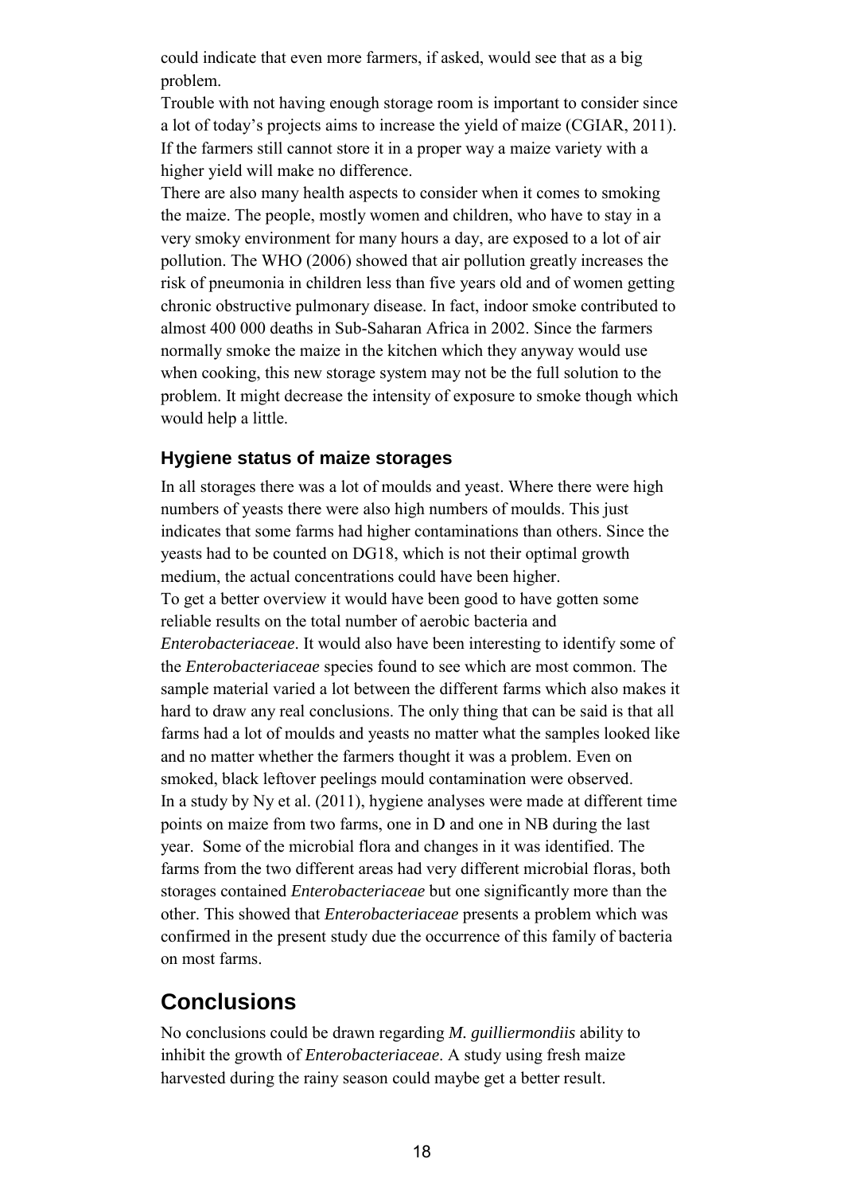could indicate that even more farmers, if asked, would see that as a big problem.

Trouble with not having enough storage room is important to consider since a lot of today's projects aims to increase the yield of maize (CGIAR, 2011). If the farmers still cannot store it in a proper way a maize variety with a higher yield will make no difference.

There are also many health aspects to consider when it comes to smoking the maize. The people, mostly women and children, who have to stay in a very smoky environment for many hours a day, are exposed to a lot of air pollution. The WHO (2006) showed that air pollution greatly increases the risk of pneumonia in children less than five years old and of women getting chronic obstructive pulmonary disease. In fact, indoor smoke contributed to almost 400 000 deaths in Sub-Saharan Africa in 2002. Since the farmers normally smoke the maize in the kitchen which they anyway would use when cooking, this new storage system may not be the full solution to the problem. It might decrease the intensity of exposure to smoke though which would help a little.

### Hygiene status of maize storages

In all storages there was a lot of moulds and yeast. Where there were high numbers of yeasts there were also high numbers of moulds. This just indicates that some farms had higher contaminations than others. Since the yeasts had to be counted on DG18, which is not their optimal growth medium, the actual concentrations could have been higher.

To get a better overview it would have been good to have gotten some reliable results on the total number of aerobic bacteria and *Enterobacteriaceae*. It would also have been interesting to identify some of the *Enterobacteriaceae* species found to see which are most common. The sample material varied a lot between the different farms which also makes it hard to draw any real conclusions. The only thing that can be said is that all farms had a lot of moulds and yeasts no matter what the samples looked like and no matter whether the farmers thought it was a problem. Even on smoked, black leftover peelings mould contamination were observed.

In a study by Ny et al. (2011), hygiene analyses were made at different time points on maize from two farms, one in D and one in NB during the last year. Some of the microbial flora and changes in it was identified. The farms from the two different areas had very different microbial floras, both storages contained *Enterobacteriaceae* but one significantly more than the other. This showed that *Enterobacteriaceae* presents a problem which was confirmed in the present study due the occurrence of this family of bacteria on most farms.

## Conclusions

No conclusions could be drawn regarding *M. guilliermondiis* ability to inhibit the growth of *Enterobacteriaceae*. A study using fresh maize harvested during the rainy season could maybe get a better result.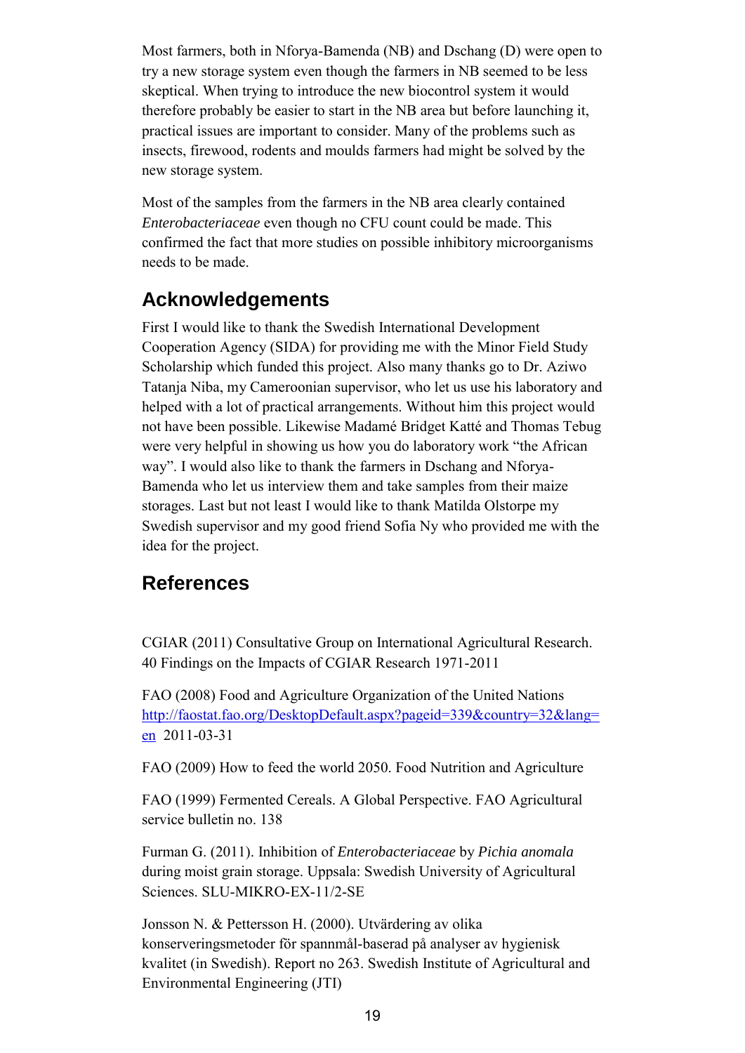Most farmers, both in Nforya-Bamenda (NB) and Dschang (D) were open to try a new storage system even though the farmers in NB seemed to be less skeptical. When trying to introduce the new biocontrol system it would therefore probably be easier to start in the NB area but before launching it, practical issues are important to consider. Many of the problems such as insects, firewood, rodents and moulds farmers had might be solved by the new storage system.

Most of the samples from the farmers in the NB area clearly contained *Enterobacteriaceae* even though no CFU count could be made. This confirmed the fact that more studies on possible inhibitory microorganisms needs to be made.

## Acknowledgements

First I would like to thank the Swedish International Development Cooperation Agency (SIDA) for providing me with the Minor Field Study Scholarship which funded this project. Also many thanks go to Dr. Aziwo Tatanja Niba, my Cameroonian supervisor, who let us use his laboratory and helped with a lot of practical arrangements. Without him this project would not have been possible. Likewise Madamé Bridget Katté and Thomas Tebug were very helpful in showing us how you do laboratory work "the African way". I would also like to thank the farmers in Dschang and Nforya-Bamenda who let us interview them and take samples from their maize storages. Last but not least I would like to thank Matilda Olstorpe my Swedish supervisor and my good friend Sofia Ny who provided me with the idea for the project.

## References

CGIAR (2011) Consultative Group on International Agricultural Research. 40 Findings on the Impacts of CGIAR Research 1971-2011

FAO (2008) Food and Agriculture Organization of the United Nations http://faostat.fao.org/DesktopDefault.aspx?pageid=339&country=32&lang=en 2011-03-31

FAO (2009) How to feed the world 2050. Food Nutrition and Agriculture

FAO (1999) Fermented Cereals. A Global Perspective. FAO Agricultural service bulletin no. 138

Furman G. (2011). Inhibition of *Enterobacteriaceae* by *Pichia anomala* during moist grain storage. Uppsala: Swedish University of Agricultural Sciences. SLU-MIKRO-EX-11/2-SE

Jonsson N. & Pettersson H. (2000). Utvärdering av olika konserveringsmetoder för spannmål-baserad på analyser av hygienisk kvalitet (in Swedish). Report no 263. Swedish Institute of Agricultural and Environmental Engineering (JTI)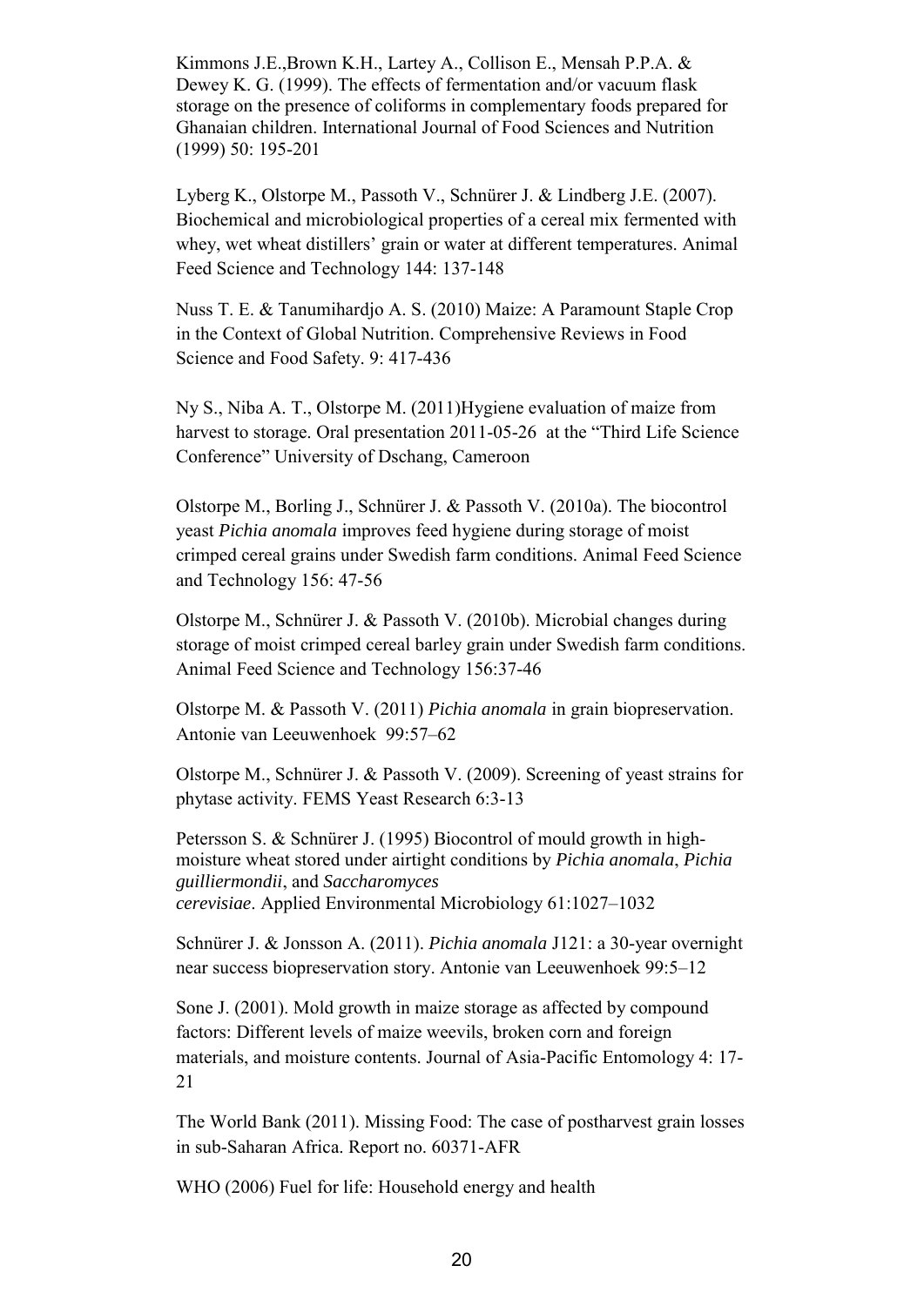Kimmons J.E.,Brown K.H., Lartey A., Collison E., Mensah P.P.A. & Dewey K. G. (1999). The effects of fermentation and/or vacuum flask storage on the presence of coliforms in complementary foods prepared for Ghanaian children. International Journal of Food Sciences and Nutrition (1999) 50: 195-201

Lyberg K., Olstorpe M., Passoth V., Schnürer J. & Lindberg J.E. (2007). Biochemical and microbiological properties of a cereal mix fermented with whey, wet wheat distillers' grain or water at different temperatures. Animal Feed Science and Technology 144: 137-148

Nuss T. E. & Tanumihardjo A. S. (2010) Maize: A Paramount Staple Crop in the Context of Global Nutrition. Comprehensive Reviews in Food Science and Food Safety. 9: 417-436

Ny S., Niba A. T., Olstorpe M. (2011)Hygiene evaluation of maize from harvest to storage. Oral presentation 2011-05-26 at the "Third Life Science Conference" University of Dschang, Cameroon

Olstorpe M., Borling J., Schnürer J. & Passoth V. (2010a). The biocontrol yeast *Pichia anomala* improves feed hygiene during storage of moist crimped cereal grains under Swedish farm conditions. Animal Feed Science and Technology 156: 47-56

Olstorpe M., Schnürer J. & Passoth V. (2010b). Microbial changes during storage of moist crimped cereal barley grain under Swedish farm conditions. Animal Feed Science and Technology 156:37-46

Olstorpe M. & Passoth V. (2011) *Pichia anomala* in grain biopreservation. Antonie van Leeuwenhoek 99:57–62

Olstorpe M., Schnürer J. & Passoth V. (2009). Screening of yeast strains for phytase activity. FEMS Yeast Research 6:3-13

Petersson S. & Schnürer J. (1995) Biocontrol of mould growth in high-moisture wheat stored under airtight conditions by *Pichia anomala*, *Pichia guilliermondii*, and *Saccharomyces cerevisiae*. Applied Environmental Microbiology 61:1027–1032

Schnürer J. & Jonsson A. (2011). *Pichia anomala* J121: a 30-year overnight near success biopreservation story. Antonie van Leeuwenhoek 99:5–12

Sone J. (2001). Mold growth in maize storage as affected by compound factors: Different levels of maize weevils, broken corn and foreign materials, and moisture contents. Journal of Asia-Pacific Entomology 4: 17-21

The World Bank (2011). Missing Food: The case of postharvest grain losses in sub-Saharan Africa. Report no. 60371-AFR

WHO (2006) Fuel for life: Household energy and health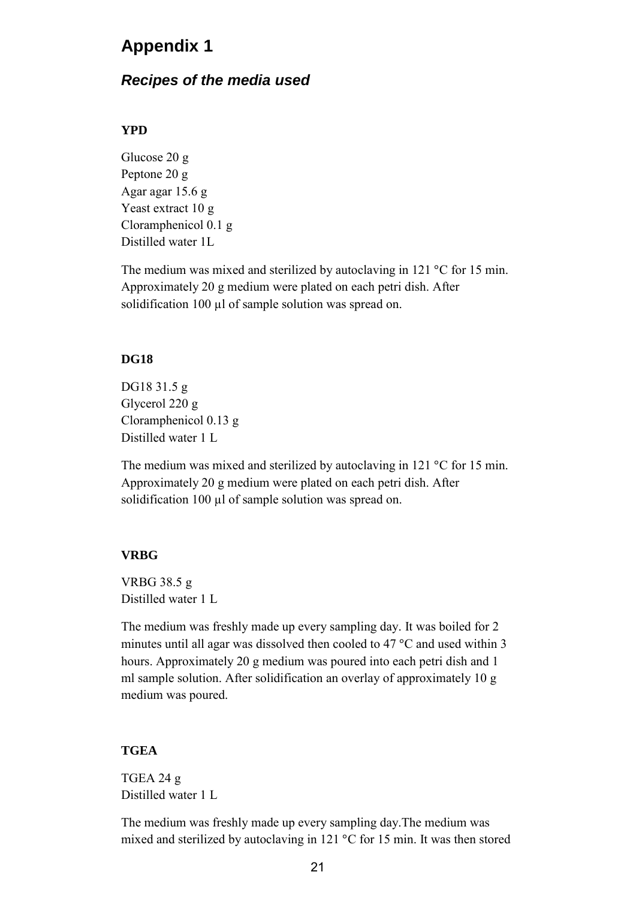# Appendix 1

## *Recipes of the media used*

**YPD**

Glucose 20 g
Peptone 20 g
Agar agar 15.6 g
Yeast extract 10 g
Cloramphenicol 0.1 g
Distilled water 1L

The medium was mixed and sterilized by autoclaving in 121 °C for 15 min. Approximately 20 g medium were plated on each petri dish. After solidification 100 µl of sample solution was spread on.

**DG18**

DG18 31.5 g
Glycerol 220 g
Cloramphenicol 0.13 g
Distilled water 1 L

The medium was mixed and sterilized by autoclaving in 121 °C for 15 min. Approximately 20 g medium were plated on each petri dish. After solidification 100 µl of sample solution was spread on.

**VRBG**

VRBG 38.5 g
Distilled water 1 L

The medium was freshly made up every sampling day. It was boiled for 2 minutes until all agar was dissolved then cooled to 47 °C and used within 3 hours. Approximately 20 g medium was poured into each petri dish and 1 ml sample solution. After solidification an overlay of approximately 10 g medium was poured.

**TGEA**

TGEA 24 g
Distilled water 1 L

The medium was freshly made up every sampling day.The medium was mixed and sterilized by autoclaving in 121 °C for 15 min. It was then stored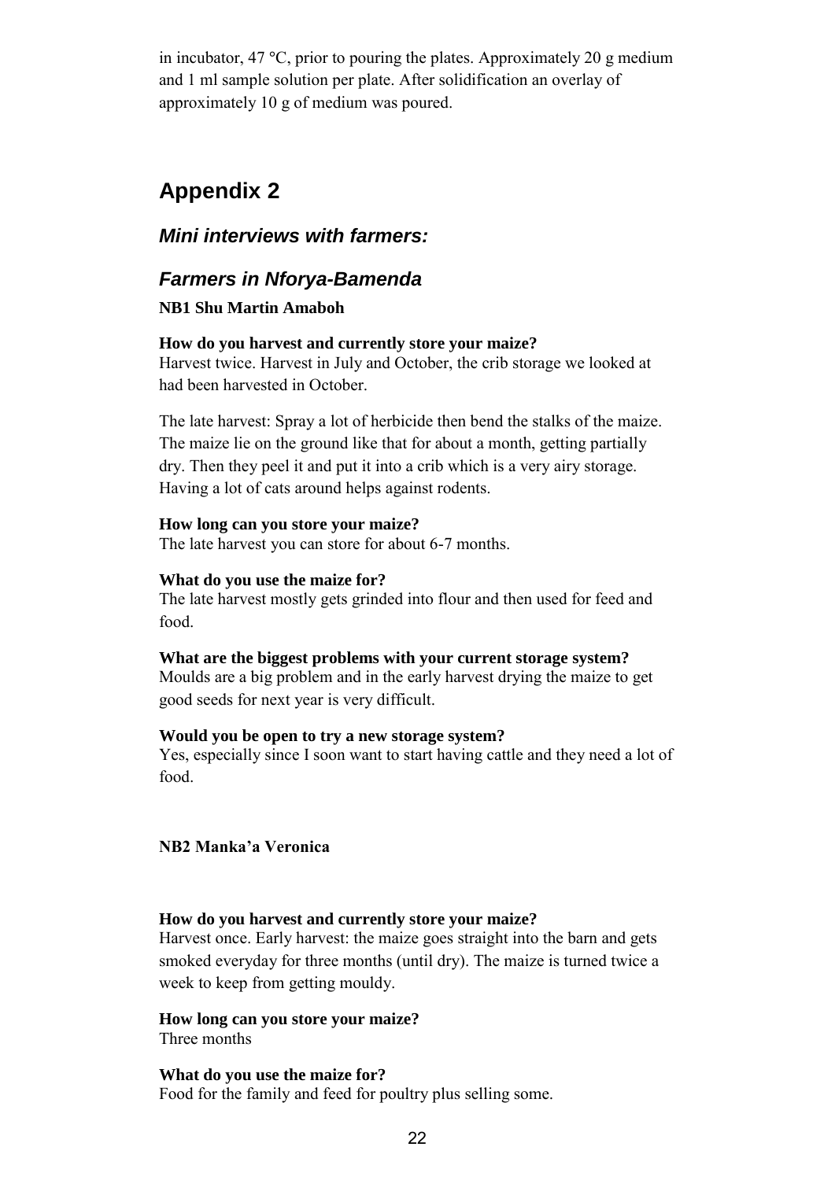in incubator, 47 °C, prior to pouring the plates. Approximately 20 g medium and 1 ml sample solution per plate. After solidification an overlay of approximately 10 g of medium was poured.

# Appendix 2

## *Mini interviews with farmers:*

## *Farmers in Nforya-Bamenda*

**NB1 Shu Martin Amaboh**

**How do you harvest and currently store your maize?**
Harvest twice. Harvest in July and October, the crib storage we looked at had been harvested in October.

The late harvest: Spray a lot of herbicide then bend the stalks of the maize. The maize lie on the ground like that for about a month, getting partially dry. Then they peel it and put it into a crib which is a very airy storage. Having a lot of cats around helps against rodents.

**How long can you store your maize?**
The late harvest you can store for about 6-7 months.

**What do you use the maize for?**
The late harvest mostly gets grinded into flour and then used for feed and food.

**What are the biggest problems with your current storage system?**
Moulds are a big problem and in the early harvest drying the maize to get good seeds for next year is very difficult.

**Would you be open to try a new storage system?**
Yes, especially since I soon want to start having cattle and they need a lot of food.

**NB2 Manka'a Veronica**

**How do you harvest and currently store your maize?**
Harvest once. Early harvest: the maize goes straight into the barn and gets smoked everyday for three months (until dry). The maize is turned twice a week to keep from getting mouldy.

**How long can you store your maize?**
Three months

**What do you use the maize for?**
Food for the family and feed for poultry plus selling some.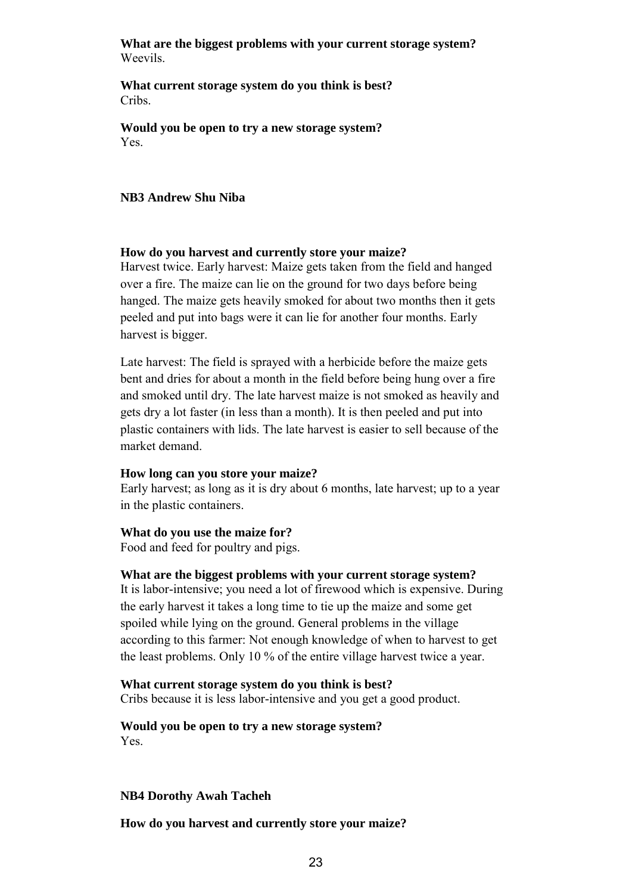**What are the biggest problems with your current storage system?**
Weevils.

**What current storage system do you think is best?**
Cribs.

**Would you be open to try a new storage system?**
Yes.

**NB3 Andrew Shu Niba**

**How do you harvest and currently store your maize?**
Harvest twice. Early harvest: Maize gets taken from the field and hanged over a fire. The maize can lie on the ground for two days before being hanged. The maize gets heavily smoked for about two months then it gets peeled and put into bags were it can lie for another four months. Early harvest is bigger.

Late harvest: The field is sprayed with a herbicide before the maize gets bent and dries for about a month in the field before being hung over a fire and smoked until dry. The late harvest maize is not smoked as heavily and gets dry a lot faster (in less than a month). It is then peeled and put into plastic containers with lids. The late harvest is easier to sell because of the market demand.

**How long can you store your maize?**
Early harvest; as long as it is dry about 6 months, late harvest; up to a year in the plastic containers.

**What do you use the maize for?**
Food and feed for poultry and pigs.

**What are the biggest problems with your current storage system?**
It is labor-intensive; you need a lot of firewood which is expensive. During the early harvest it takes a long time to tie up the maize and some get spoiled while lying on the ground. General problems in the village according to this farmer: Not enough knowledge of when to harvest to get the least problems. Only 10 % of the entire village harvest twice a year.

**What current storage system do you think is best?**
Cribs because it is less labor-intensive and you get a good product.

**Would you be open to try a new storage system?**
Yes.

**NB4 Dorothy Awah Tacheh**

**How do you harvest and currently store your maize?**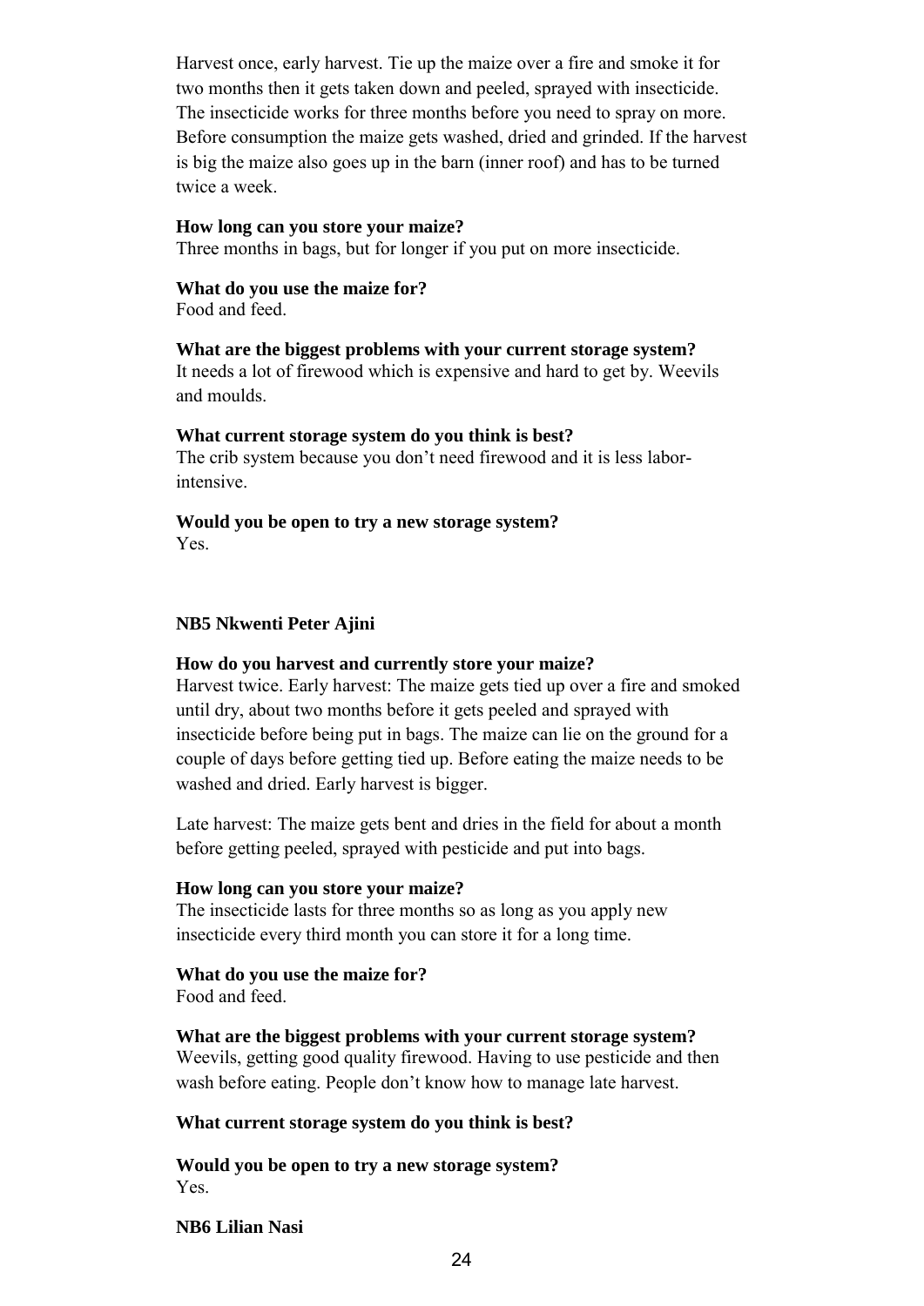Harvest once, early harvest. Tie up the maize over a fire and smoke it for two months then it gets taken down and peeled, sprayed with insecticide. The insecticide works for three months before you need to spray on more. Before consumption the maize gets washed, dried and grinded. If the harvest is big the maize also goes up in the barn (inner roof) and has to be turned twice a week.

**How long can you store your maize?**
Three months in bags, but for longer if you put on more insecticide.

**What do you use the maize for?**
Food and feed.

**What are the biggest problems with your current storage system?**
It needs a lot of firewood which is expensive and hard to get by. Weevils and moulds.

**What current storage system do you think is best?**
The crib system because you don't need firewood and it is less labor-intensive.

**Would you be open to try a new storage system?**
Yes.

**NB5 Nkwenti Peter Ajini**

**How do you harvest and currently store your maize?**
Harvest twice. Early harvest: The maize gets tied up over a fire and smoked until dry, about two months before it gets peeled and sprayed with insecticide before being put in bags. The maize can lie on the ground for a couple of days before getting tied up. Before eating the maize needs to be washed and dried. Early harvest is bigger.

Late harvest: The maize gets bent and dries in the field for about a month before getting peeled, sprayed with pesticide and put into bags.

**How long can you store your maize?**
The insecticide lasts for three months so as long as you apply new insecticide every third month you can store it for a long time.

**What do you use the maize for?**
Food and feed.

**What are the biggest problems with your current storage system?**
Weevils, getting good quality firewood. Having to use pesticide and then wash before eating. People don't know how to manage late harvest.

**What current storage system do you think is best?**

**Would you be open to try a new storage system?**
Yes.

**NB6 Lilian Nasi**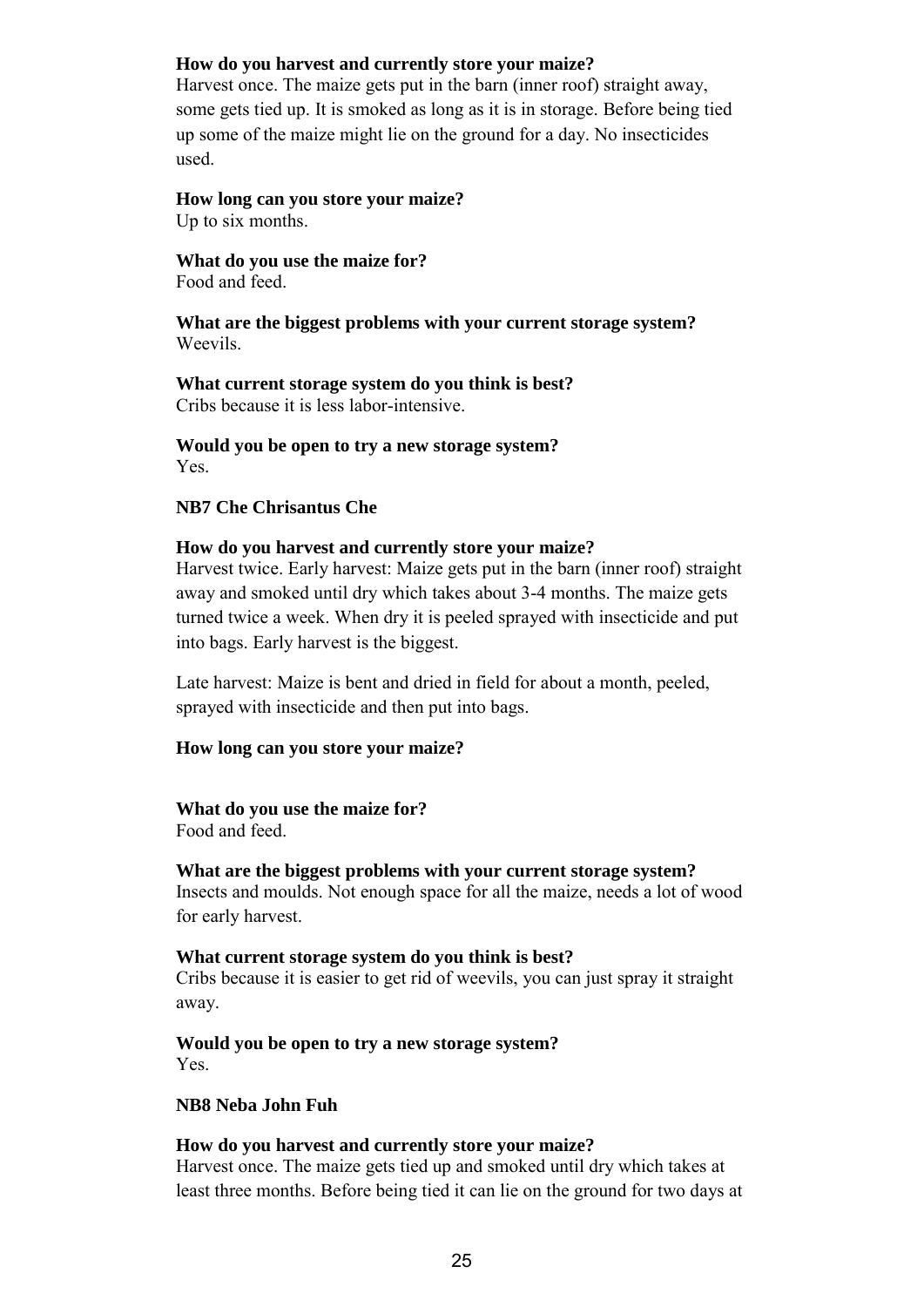**How do you harvest and currently store your maize?**
Harvest once. The maize gets put in the barn (inner roof) straight away, some gets tied up. It is smoked as long as it is in storage. Before being tied up some of the maize might lie on the ground for a day. No insecticides used.

**How long can you store your maize?**
Up to six months.

**What do you use the maize for?**
Food and feed.

**What are the biggest problems with your current storage system?**
Weevils.

**What current storage system do you think is best?**
Cribs because it is less labor-intensive.

**Would you be open to try a new storage system?**
Yes.

**NB7 Che Chrisantus Che**

**How do you harvest and currently store your maize?**
Harvest twice. Early harvest: Maize gets put in the barn (inner roof) straight away and smoked until dry which takes about 3-4 months. The maize gets turned twice a week. When dry it is peeled sprayed with insecticide and put into bags. Early harvest is the biggest.

Late harvest: Maize is bent and dried in field for about a month, peeled, sprayed with insecticide and then put into bags.

**How long can you store your maize?**

**What do you use the maize for?**
Food and feed.

**What are the biggest problems with your current storage system?**
Insects and moulds. Not enough space for all the maize, needs a lot of wood for early harvest.

**What current storage system do you think is best?**
Cribs because it is easier to get rid of weevils, you can just spray it straight away.

**Would you be open to try a new storage system?**
Yes.

**NB8 Neba John Fuh**

**How do you harvest and currently store your maize?**
Harvest once. The maize gets tied up and smoked until dry which takes at least three months. Before being tied it can lie on the ground for two days at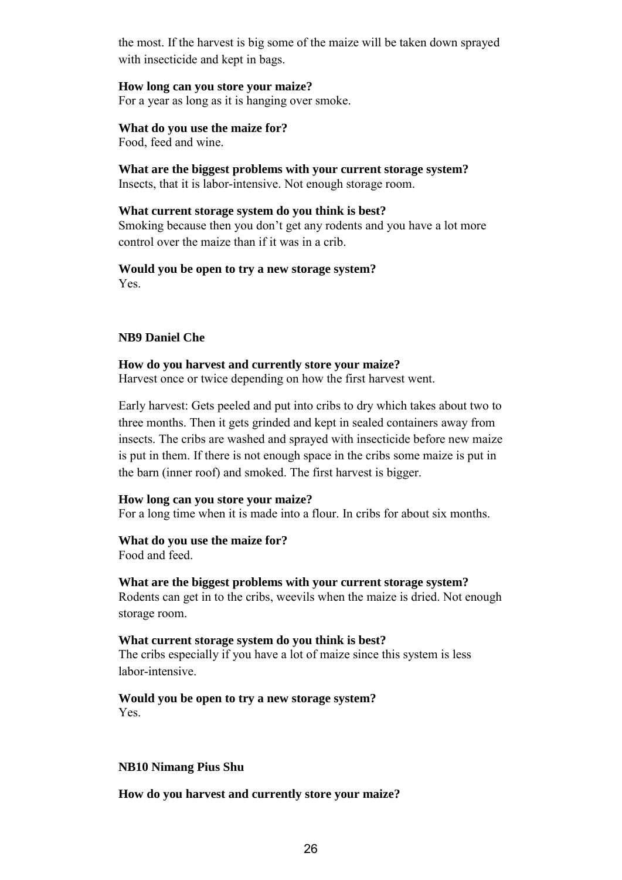the most. If the harvest is big some of the maize will be taken down sprayed with insecticide and kept in bags.

**How long can you store your maize?**
For a year as long as it is hanging over smoke.

**What do you use the maize for?**
Food, feed and wine.

**What are the biggest problems with your current storage system?**
Insects, that it is labor-intensive. Not enough storage room.

**What current storage system do you think is best?**
Smoking because then you don't get any rodents and you have a lot more control over the maize than if it was in a crib.

**Would you be open to try a new storage system?**
Yes.

**NB9 Daniel Che**

**How do you harvest and currently store your maize?**
Harvest once or twice depending on how the first harvest went.

Early harvest: Gets peeled and put into cribs to dry which takes about two to three months. Then it gets grinded and kept in sealed containers away from insects. The cribs are washed and sprayed with insecticide before new maize is put in them. If there is not enough space in the cribs some maize is put in the barn (inner roof) and smoked. The first harvest is bigger.

**How long can you store your maize?**
For a long time when it is made into a flour. In cribs for about six months.

**What do you use the maize for?**
Food and feed.

**What are the biggest problems with your current storage system?**
Rodents can get in to the cribs, weevils when the maize is dried. Not enough storage room.

**What current storage system do you think is best?**
The cribs especially if you have a lot of maize since this system is less labor-intensive.

**Would you be open to try a new storage system?**
Yes.

**NB10 Nimang Pius Shu**

**How do you harvest and currently store your maize?**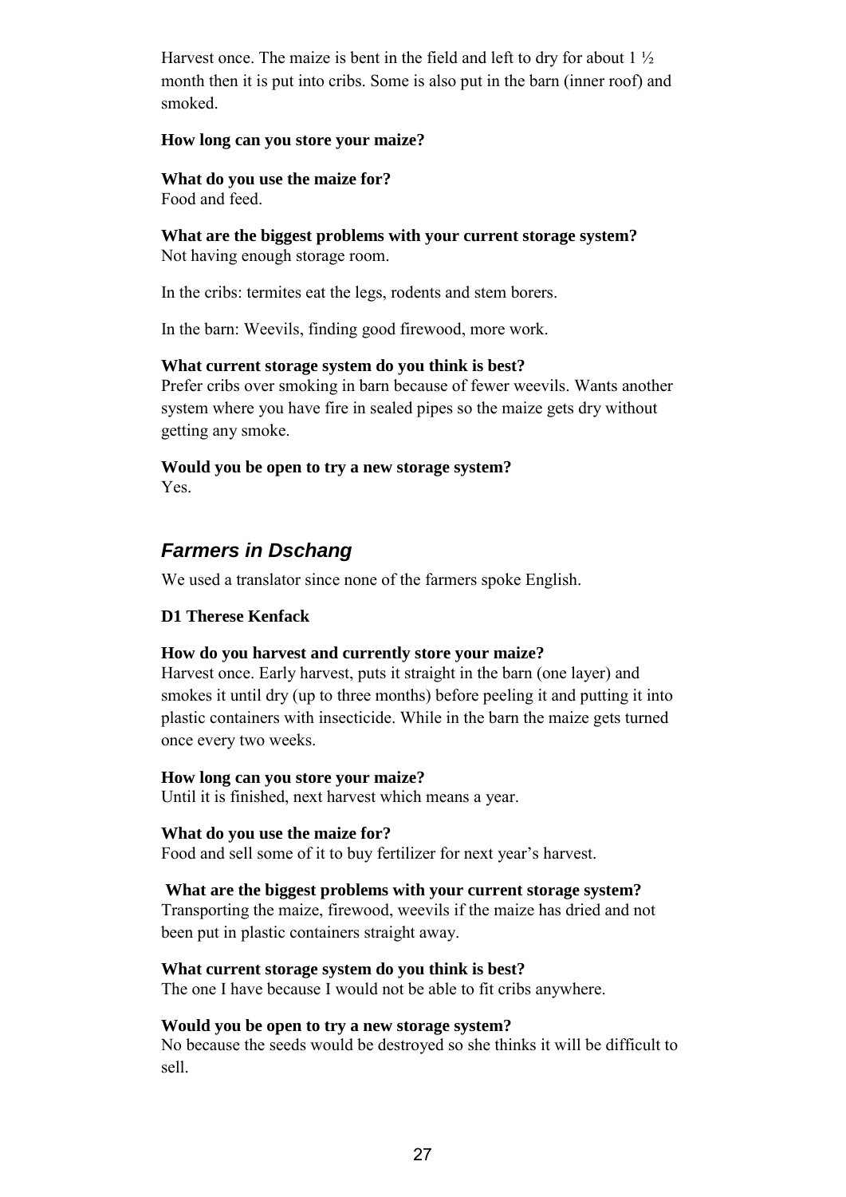Harvest once. The maize is bent in the field and left to dry for about 1 ½ month then it is put into cribs. Some is also put in the barn (inner roof) and smoked.

**How long can you store your maize?**

**What do you use the maize for?**
Food and feed.

**What are the biggest problems with your current storage system?**
Not having enough storage room.

In the cribs: termites eat the legs, rodents and stem borers.

In the barn: Weevils, finding good firewood, more work.

**What current storage system do you think is best?**
Prefer cribs over smoking in barn because of fewer weevils. Wants another system where you have fire in sealed pipes so the maize gets dry without getting any smoke.

**Would you be open to try a new storage system?**
Yes.

## *Farmers in Dschang*

We used a translator since none of the farmers spoke English.

**D1 Therese Kenfack**

**How do you harvest and currently store your maize?**
Harvest once. Early harvest, puts it straight in the barn (one layer) and smokes it until dry (up to three months) before peeling it and putting it into plastic containers with insecticide. While in the barn the maize gets turned once every two weeks.

**How long can you store your maize?**
Until it is finished, next harvest which means a year.

**What do you use the maize for?**
Food and sell some of it to buy fertilizer for next year's harvest.

**What are the biggest problems with your current storage system?**
Transporting the maize, firewood, weevils if the maize has dried and not been put in plastic containers straight away.

**What current storage system do you think is best?**
The one I have because I would not be able to fit cribs anywhere.

**Would you be open to try a new storage system?**
No because the seeds would be destroyed so she thinks it will be difficult to sell.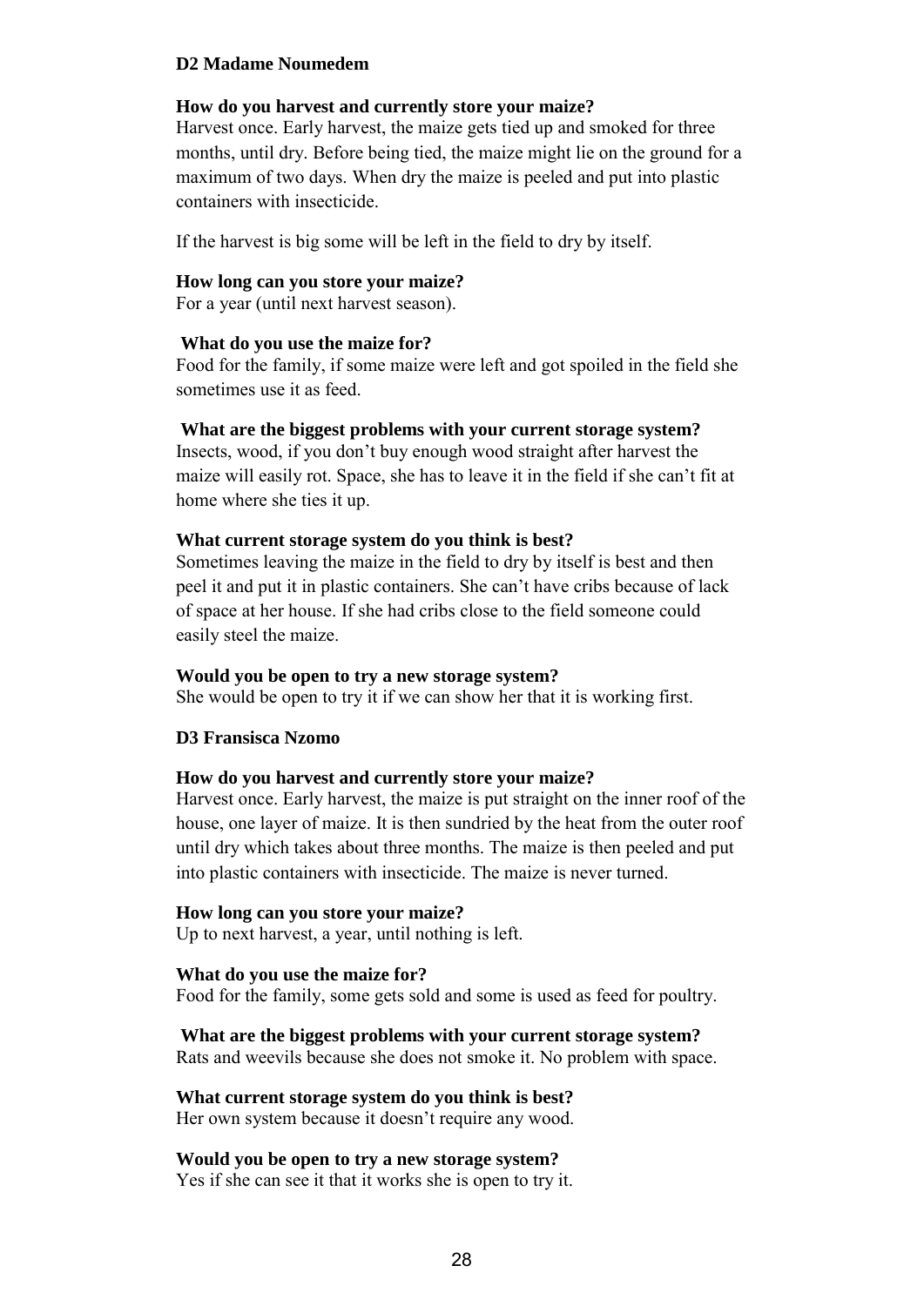**D2 Madame Noumedem**

**How do you harvest and currently store your maize?**

Harvest once. Early harvest, the maize gets tied up and smoked for three months, until dry. Before being tied, the maize might lie on the ground for a maximum of two days. When dry the maize is peeled and put into plastic containers with insecticide.

If the harvest is big some will be left in the field to dry by itself.

**How long can you store your maize?**

For a year (until next harvest season).

**What do you use the maize for?**

Food for the family, if some maize were left and got spoiled in the field she sometimes use it as feed.

**What are the biggest problems with your current storage system?**

Insects, wood, if you don't buy enough wood straight after harvest the maize will easily rot. Space, she has to leave it in the field if she can't fit at home where she ties it up.

**What current storage system do you think is best?**

Sometimes leaving the maize in the field to dry by itself is best and then peel it and put it in plastic containers. She can't have cribs because of lack of space at her house. If she had cribs close to the field someone could easily steel the maize.

**Would you be open to try a new storage system?**

She would be open to try it if we can show her that it is working first.

**D3 Fransisca Nzomo**

**How do you harvest and currently store your maize?**

Harvest once. Early harvest, the maize is put straight on the inner roof of the house, one layer of maize. It is then sundried by the heat from the outer roof until dry which takes about three months. The maize is then peeled and put into plastic containers with insecticide. The maize is never turned.

**How long can you store your maize?**

Up to next harvest, a year, until nothing is left.

**What do you use the maize for?**

Food for the family, some gets sold and some is used as feed for poultry.

**What are the biggest problems with your current storage system?**

Rats and weevils because she does not smoke it. No problem with space.

**What current storage system do you think is best?**

Her own system because it doesn't require any wood.

**Would you be open to try a new storage system?**

Yes if she can see it that it works she is open to try it.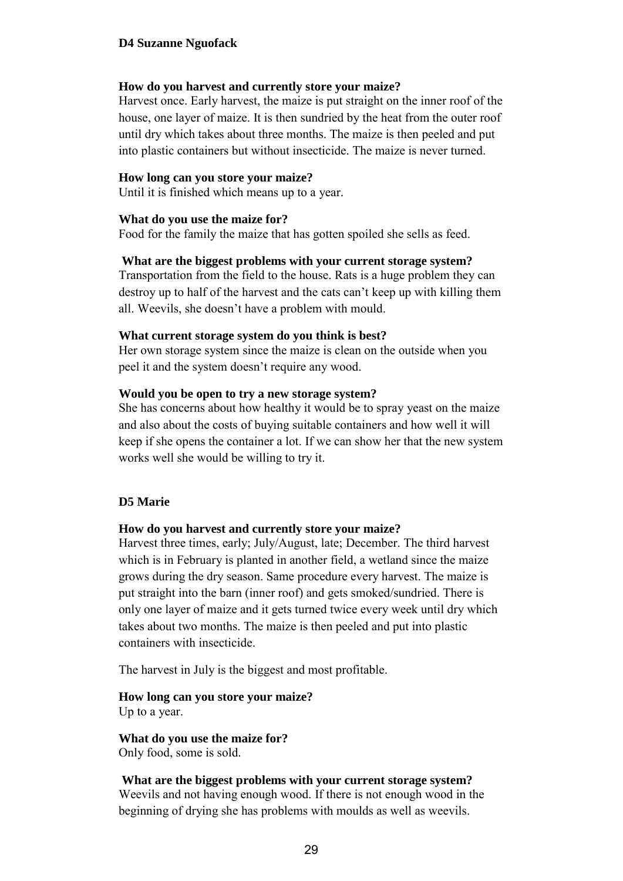### D4 Suzanne Nguofack

**How do you harvest and currently store your maize?**

Harvest once. Early harvest, the maize is put straight on the inner roof of the house, one layer of maize. It is then sundried by the heat from the outer roof until dry which takes about three months. The maize is then peeled and put into plastic containers but without insecticide. The maize is never turned.

**How long can you store your maize?**

Until it is finished which means up to a year.

**What do you use the maize for?**

Food for the family the maize that has gotten spoiled she sells as feed.

**What are the biggest problems with your current storage system?**

Transportation from the field to the house. Rats is a huge problem they can destroy up to half of the harvest and the cats can't keep up with killing them all. Weevils, she doesn't have a problem with mould.

**What current storage system do you think is best?**

Her own storage system since the maize is clean on the outside when you peel it and the system doesn't require any wood.

**Would you be open to try a new storage system?**

She has concerns about how healthy it would be to spray yeast on the maize and also about the costs of buying suitable containers and how well it will keep if she opens the container a lot. If we can show her that the new system works well she would be willing to try it.

### D5 Marie

**How do you harvest and currently store your maize?**

Harvest three times, early; July/August, late; December. The third harvest which is in February is planted in another field, a wetland since the maize grows during the dry season. Same procedure every harvest. The maize is put straight into the barn (inner roof) and gets smoked/sundried. There is only one layer of maize and it gets turned twice every week until dry which takes about two months. The maize is then peeled and put into plastic containers with insecticide.

The harvest in July is the biggest and most profitable.

**How long can you store your maize?**

Up to a year.

**What do you use the maize for?**

Only food, some is sold.

**What are the biggest problems with your current storage system?**

Weevils and not having enough wood. If there is not enough wood in the beginning of drying she has problems with moulds as well as weevils.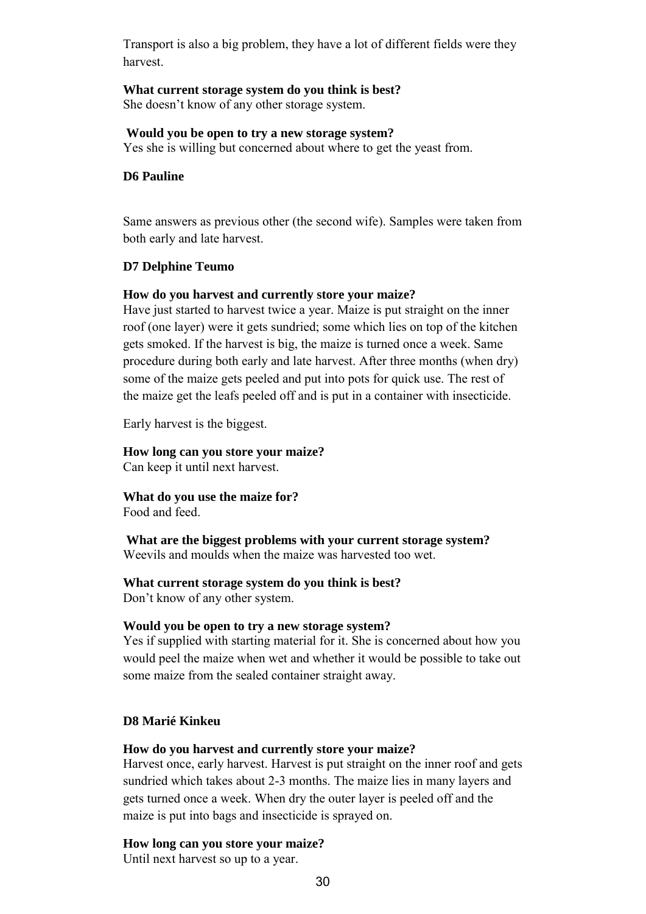Transport is also a big problem, they have a lot of different fields were they harvest.

**What current storage system do you think is best?**
She doesn't know of any other storage system.

**Would you be open to try a new storage system?**
Yes she is willing but concerned about where to get the yeast from.

**D6 Pauline**

Same answers as previous other (the second wife). Samples were taken from both early and late harvest.

**D7 Delphine Teumo**

**How do you harvest and currently store your maize?**
Have just started to harvest twice a year. Maize is put straight on the inner roof (one layer) were it gets sundried; some which lies on top of the kitchen gets smoked. If the harvest is big, the maize is turned once a week. Same procedure during both early and late harvest. After three months (when dry) some of the maize gets peeled and put into pots for quick use. The rest of the maize get the leafs peeled off and is put in a container with insecticide.

Early harvest is the biggest.

**How long can you store your maize?**
Can keep it until next harvest.

**What do you use the maize for?**
Food and feed.

**What are the biggest problems with your current storage system?**
Weevils and moulds when the maize was harvested too wet.

**What current storage system do you think is best?**
Don't know of any other system.

**Would you be open to try a new storage system?**
Yes if supplied with starting material for it. She is concerned about how you would peel the maize when wet and whether it would be possible to take out some maize from the sealed container straight away.

**D8 Marié Kinkeu**

**How do you harvest and currently store your maize?**
Harvest once, early harvest. Harvest is put straight on the inner roof and gets sundried which takes about 2-3 months. The maize lies in many layers and gets turned once a week. When dry the outer layer is peeled off and the maize is put into bags and insecticide is sprayed on.

**How long can you store your maize?**
Until next harvest so up to a year.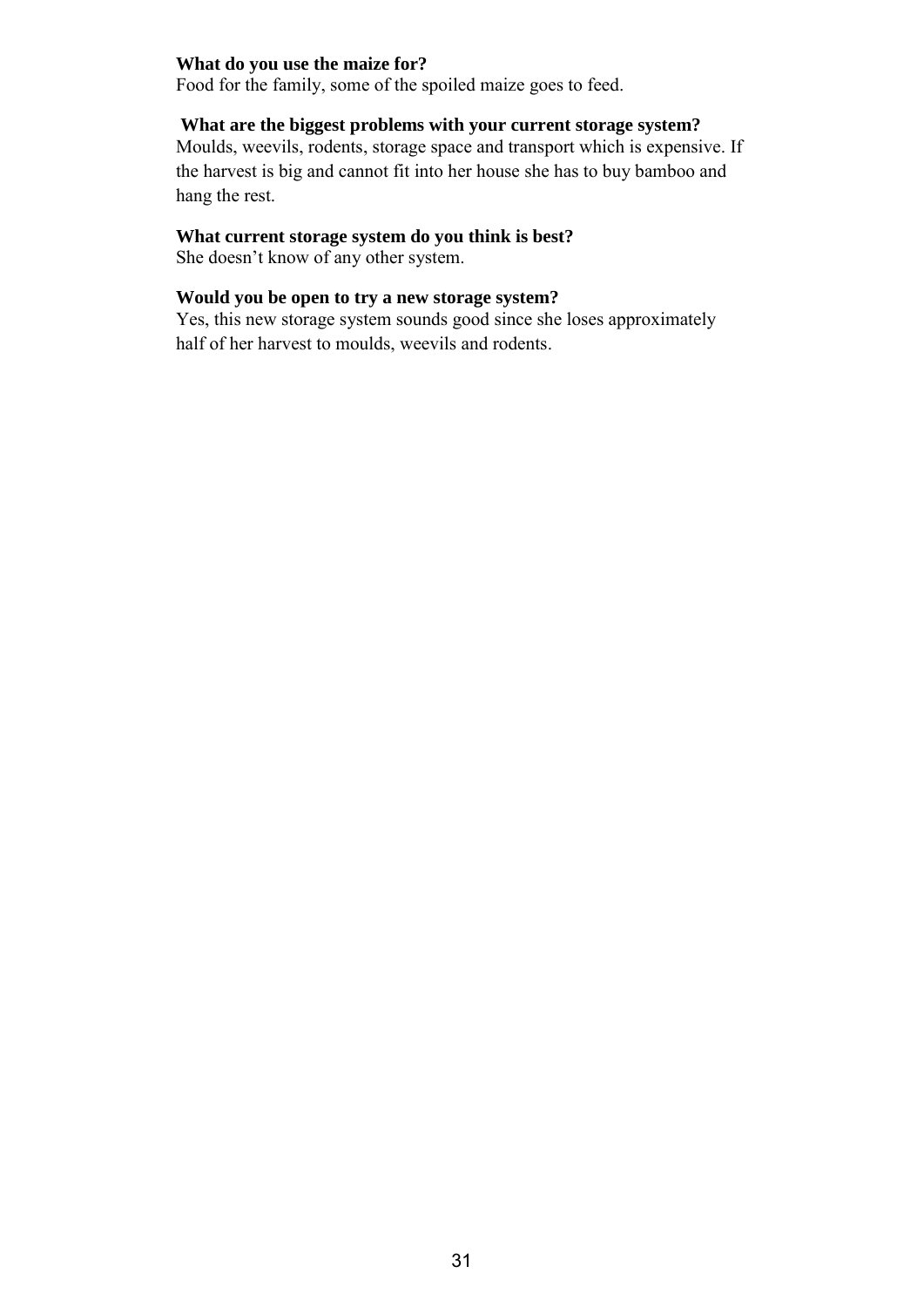**What do you use the maize for?**
Food for the family, some of the spoiled maize goes to feed.

**What are the biggest problems with your current storage system?**
Moulds, weevils, rodents, storage space and transport which is expensive. If the harvest is big and cannot fit into her house she has to buy bamboo and hang the rest.

**What current storage system do you think is best?**
She doesn't know of any other system.

**Would you be open to try a new storage system?**
Yes, this new storage system sounds good since she loses approximately half of her harvest to moulds, weevils and rodents.